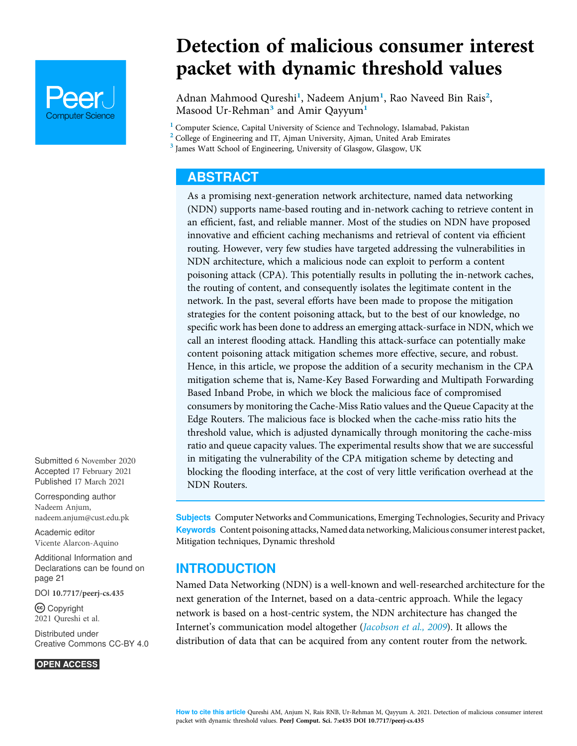# Detection of malicious consumer interest packet with dynamic threshold values

Adnan Mahmood Qureshi[1], Nadeem Anjum[1], Rao Naveed Bin Rais[2], Masood Ur-Rehman[3] and Amir Qayyum[1]

[1] Computer Science, Capital University of Science and Technology, Islamabad, Pakistan
[2] College of Engineering and IT, Ajman University, Ajman, United Arab Emirates
[3] James Watt School of Engineering, University of Glasgow, Glasgow, UK

Submitted 6 November 2020
Accepted 17 February 2021
Published 17 March 2021

Corresponding author
Nadeem Anjum, nadeem.anjum@cust.edu.pk

Academic editor
Vicente Alarcon-Aquino

Additional Information and Declarations can be found on page 21

DOI 10.7717/peerj-cs.435

Copyright
2021 Qureshi et al.

Distributed under
Creative Commons CC-BY 4.0

OPEN ACCESS

## ABSTRACT

As a promising next-generation network architecture, named data networking (NDN) supports name-based routing and in-network caching to retrieve content in an efficient, fast, and reliable manner. Most of the studies on NDN have proposed innovative and efficient caching mechanisms and retrieval of content via efficient routing. However, very few studies have targeted addressing the vulnerabilities in NDN architecture, which a malicious node can exploit to perform a content poisoning attack (CPA). This potentially results in polluting the in-network caches, the routing of content, and consequently isolates the legitimate content in the network. In the past, several efforts have been made to propose the mitigation strategies for the content poisoning attack, but to the best of our knowledge, no specific work has been done to address an emerging attack-surface in NDN, which we call an interest flooding attack. Handling this attack-surface can potentially make content poisoning attack mitigation schemes more effective, secure, and robust. Hence, in this article, we propose the addition of a security mechanism in the CPA mitigation scheme that is, Name-Key Based Forwarding and Multipath Forwarding Based Inband Probe, in which we block the malicious face of compromised consumers by monitoring the Cache-Miss Ratio values and the Queue Capacity at the Edge Routers. The malicious face is blocked when the cache-miss ratio hits the threshold value, which is adjusted dynamically through monitoring the cache-miss ratio and queue capacity values. The experimental results show that we are successful in mitigating the vulnerability of the CPA mitigation scheme by detecting and blocking the flooding interface, at the cost of very little verification overhead at the NDN Routers.

**Subjects** Computer Networks and Communications, Emerging Technologies, Security and Privacy
**Keywords** Content poisoning attacks, Named data networking, Malicious consumer interest packet, Mitigation techniques, Dynamic threshold

## INTRODUCTION

Named Data Networking (NDN) is a well-known and well-researched architecture for the next generation of the Internet, based on a data-centric approach. While the legacy network is based on a host-centric system, the NDN architecture has changed the Internet's communication model altogether (*Jacobson et al., 2009*). It allows the distribution of data that can be acquired from any content router from the network.

How to cite this article Qureshi AM, Anjum N, Rais RNB, Ur-Rehman M, Qayyum A. 2021. Detection of malicious consumer interest packet with dynamic threshold values. PeerJ Comput. Sci. 7:e435 DOI 10.7717/peerj-cs.435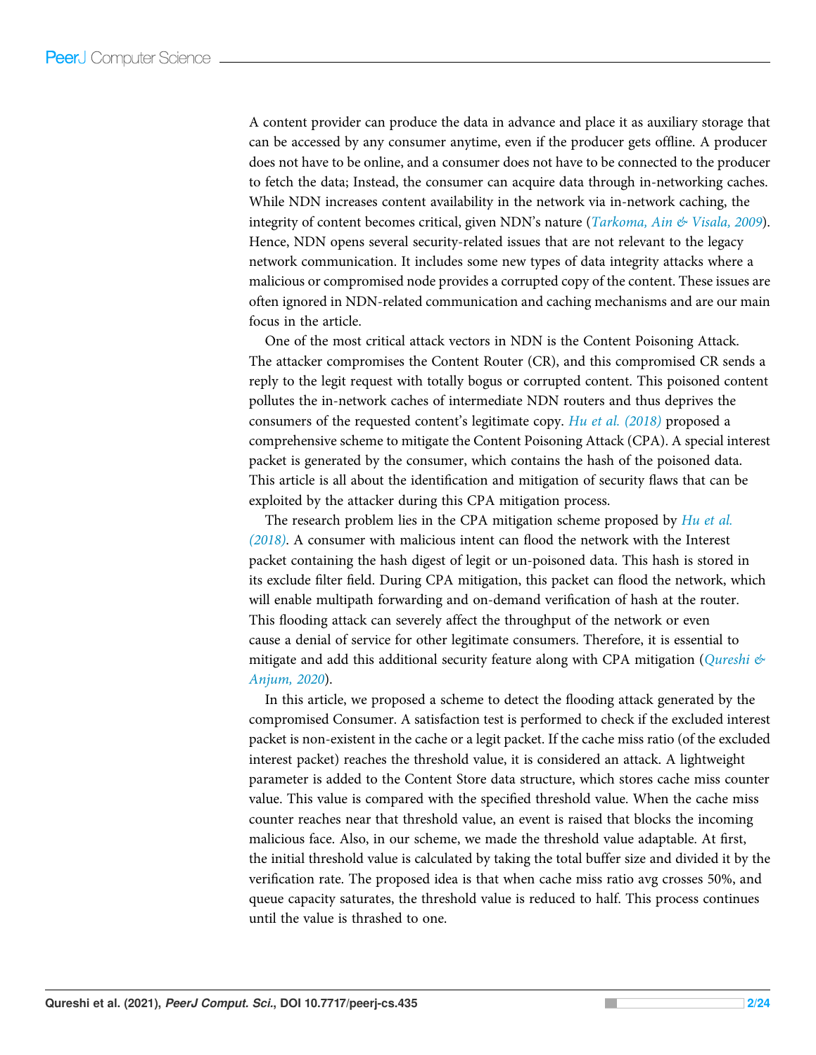A content provider can produce the data in advance and place it as auxiliary storage that can be accessed by any consumer anytime, even if the producer gets offline. A producer does not have to be online, and a consumer does not have to be connected to the producer to fetch the data; Instead, the consumer can acquire data through in-networking caches. While NDN increases content availability in the network via in-network caching, the integrity of content becomes critical, given NDN's nature (*Tarkoma, Ain & Visala, 2009*). Hence, NDN opens several security-related issues that are not relevant to the legacy network communication. It includes some new types of data integrity attacks where a malicious or compromised node provides a corrupted copy of the content. These issues are often ignored in NDN-related communication and caching mechanisms and are our main focus in the article.

One of the most critical attack vectors in NDN is the Content Poisoning Attack. The attacker compromises the Content Router (CR), and this compromised CR sends a reply to the legit request with totally bogus or corrupted content. This poisoned content pollutes the in-network caches of intermediate NDN routers and thus deprives the consumers of the requested content's legitimate copy. *Hu et al. (2018)* proposed a comprehensive scheme to mitigate the Content Poisoning Attack (CPA). A special interest packet is generated by the consumer, which contains the hash of the poisoned data. This article is all about the identification and mitigation of security flaws that can be exploited by the attacker during this CPA mitigation process.

The research problem lies in the CPA mitigation scheme proposed by *Hu et al. (2018)*. A consumer with malicious intent can flood the network with the Interest packet containing the hash digest of legit or un-poisoned data. This hash is stored in its exclude filter field. During CPA mitigation, this packet can flood the network, which will enable multipath forwarding and on-demand verification of hash at the router. This flooding attack can severely affect the throughput of the network or even cause a denial of service for other legitimate consumers. Therefore, it is essential to mitigate and add this additional security feature along with CPA mitigation (*Qureshi & Anjum, 2020*).

In this article, we proposed a scheme to detect the flooding attack generated by the compromised Consumer. A satisfaction test is performed to check if the excluded interest packet is non-existent in the cache or a legit packet. If the cache miss ratio (of the excluded interest packet) reaches the threshold value, it is considered an attack. A lightweight parameter is added to the Content Store data structure, which stores cache miss counter value. This value is compared with the specified threshold value. When the cache miss counter reaches near that threshold value, an event is raised that blocks the incoming malicious face. Also, in our scheme, we made the threshold value adaptable. At first, the initial threshold value is calculated by taking the total buffer size and divided it by the verification rate. The proposed idea is that when cache miss ratio avg crosses 50%, and queue capacity saturates, the threshold value is reduced to half. This process continues until the value is thrashed to one.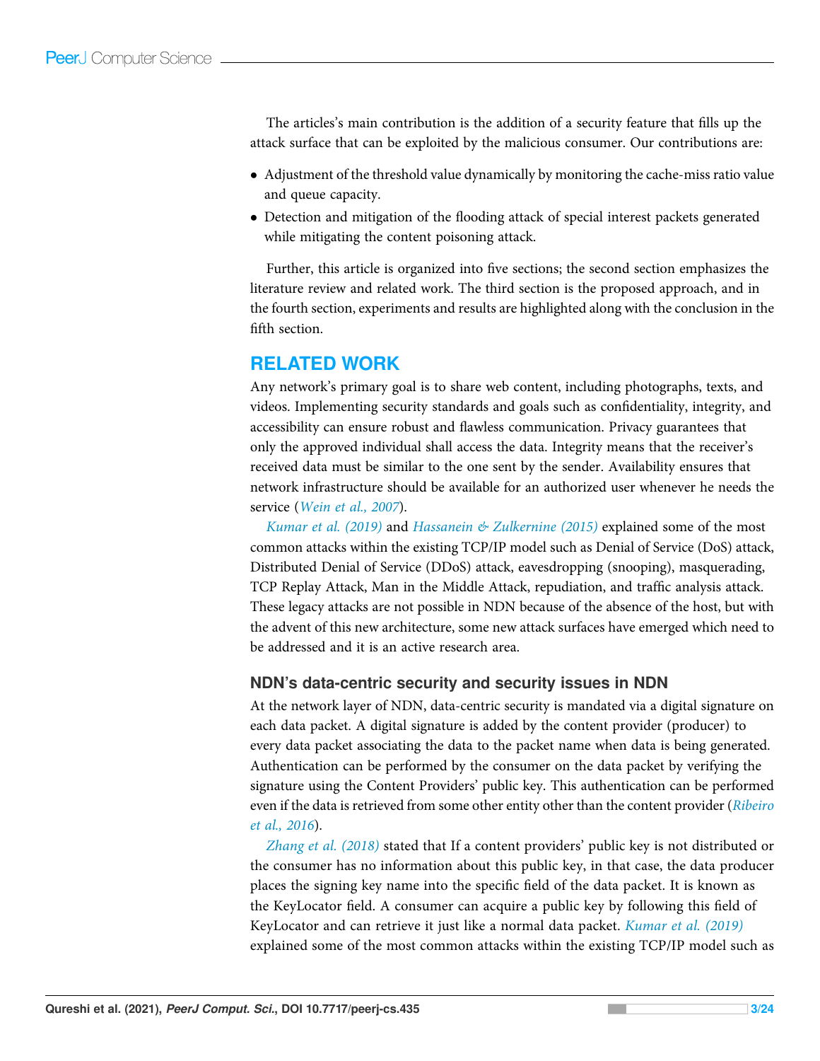The articles's main contribution is the addition of a security feature that fills up the attack surface that can be exploited by the malicious consumer. Our contributions are:

- Adjustment of the threshold value dynamically by monitoring the cache-miss ratio value and queue capacity.
- Detection and mitigation of the flooding attack of special interest packets generated while mitigating the content poisoning attack.

Further, this article is organized into five sections; the second section emphasizes the literature review and related work. The third section is the proposed approach, and in the fourth section, experiments and results are highlighted along with the conclusion in the fifth section.

## RELATED WORK

Any network's primary goal is to share web content, including photographs, texts, and videos. Implementing security standards and goals such as confidentiality, integrity, and accessibility can ensure robust and flawless communication. Privacy guarantees that only the approved individual shall access the data. Integrity means that the receiver's received data must be similar to the one sent by the sender. Availability ensures that network infrastructure should be available for an authorized user whenever he needs the service (*Wein et al., 2007*).

*Kumar et al. (2019)* and *Hassanein & Zulkernine (2015)* explained some of the most common attacks within the existing TCP/IP model such as Denial of Service (DoS) attack, Distributed Denial of Service (DDoS) attack, eavesdropping (snooping), masquerading, TCP Replay Attack, Man in the Middle Attack, repudiation, and traffic analysis attack. These legacy attacks are not possible in NDN because of the absence of the host, but with the advent of this new architecture, some new attack surfaces have emerged which need to be addressed and it is an active research area.

### NDN's data-centric security and security issues in NDN

At the network layer of NDN, data-centric security is mandated via a digital signature on each data packet. A digital signature is added by the content provider (producer) to every data packet associating the data to the packet name when data is being generated. Authentication can be performed by the consumer on the data packet by verifying the signature using the Content Providers' public key. This authentication can be performed even if the data is retrieved from some other entity other than the content provider (*Ribeiro et al., 2016*).

*Zhang et al. (2018)* stated that If a content providers' public key is not distributed or the consumer has no information about this public key, in that case, the data producer places the signing key name into the specific field of the data packet. It is known as the KeyLocator field. A consumer can acquire a public key by following this field of KeyLocator and can retrieve it just like a normal data packet. *Kumar et al. (2019)* explained some of the most common attacks within the existing TCP/IP model such as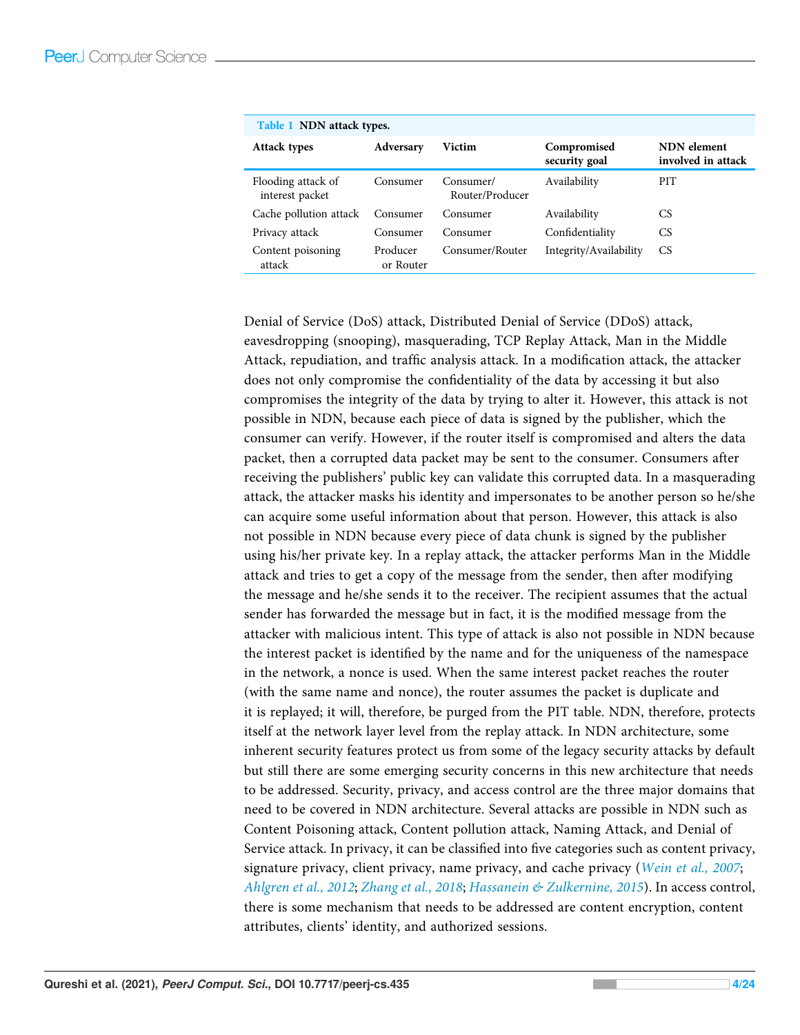**Table 1 NDN attack types.**

| Attack types | Adversary | Victim | Compromised security goal | NDN element involved in attack |
|---|---|---|---|---|
| Flooding attack of interest packet | Consumer | Consumer/ Router/Producer | Availability | PIT |
| Cache pollution attack | Consumer | Consumer | Availability | CS |
| Privacy attack | Consumer | Consumer | Confidentiality | CS |
| Content poisoning attack | Producer or Router | Consumer/Router | Integrity/Availability | CS |

Denial of Service (DoS) attack, Distributed Denial of Service (DDoS) attack, eavesdropping (snooping), masquerading, TCP Replay Attack, Man in the Middle Attack, repudiation, and traffic analysis attack. In a modification attack, the attacker does not only compromise the confidentiality of the data by accessing it but also compromises the integrity of the data by trying to alter it. However, this attack is not possible in NDN, because each piece of data is signed by the publisher, which the consumer can verify. However, if the router itself is compromised and alters the data packet, then a corrupted data packet may be sent to the consumer. Consumers after receiving the publishers' public key can validate this corrupted data. In a masquerading attack, the attacker masks his identity and impersonates to be another person so he/she can acquire some useful information about that person. However, this attack is also not possible in NDN because every piece of data chunk is signed by the publisher using his/her private key. In a replay attack, the attacker performs Man in the Middle attack and tries to get a copy of the message from the sender, then after modifying the message and he/she sends it to the receiver. The recipient assumes that the actual sender has forwarded the message but in fact, it is the modified message from the attacker with malicious intent. This type of attack is also not possible in NDN because the interest packet is identified by the name and for the uniqueness of the namespace in the network, a nonce is used. When the same interest packet reaches the router (with the same name and nonce), the router assumes the packet is duplicate and it is replayed; it will, therefore, be purged from the PIT table. NDN, therefore, protects itself at the network layer level from the replay attack. In NDN architecture, some inherent security features protect us from some of the legacy security attacks by default but still there are some emerging security concerns in this new architecture that needs to be addressed. Security, privacy, and access control are the three major domains that need to be covered in NDN architecture. Several attacks are possible in NDN such as Content Poisoning attack, Content pollution attack, Naming Attack, and Denial of Service attack. In privacy, it can be classified into five categories such as content privacy, signature privacy, client privacy, name privacy, and cache privacy (*Wein et al., 2007*; *Ahlgren et al., 2012*; *Zhang et al., 2018*; *Hassanein & Zulkernine, 2015*). In access control, there is some mechanism that needs to be addressed are content encryption, content attributes, clients' identity, and authorized sessions.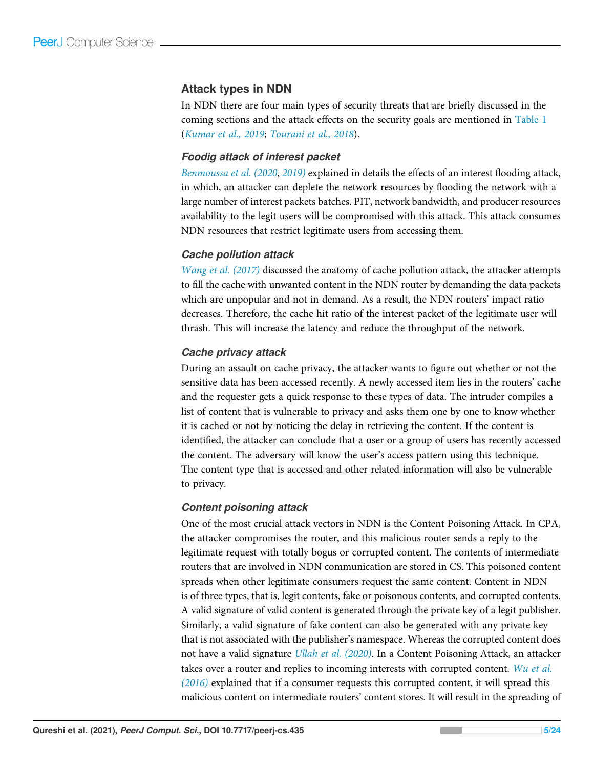## Attack types in NDN

In NDN there are four main types of security threats that are briefly discussed in the coming sections and the attack effects on the security goals are mentioned in Table 1 (*Kumar et al., 2019*; *Tourani et al., 2018*).

### Foodig attack of interest packet

*Benmoussa et al. (2020, 2019)* explained in details the effects of an interest flooding attack, in which, an attacker can deplete the network resources by flooding the network with a large number of interest packets batches. PIT, network bandwidth, and producer resources availability to the legit users will be compromised with this attack. This attack consumes NDN resources that restrict legitimate users from accessing them.

### Cache pollution attack

*Wang et al. (2017)* discussed the anatomy of cache pollution attack, the attacker attempts to fill the cache with unwanted content in the NDN router by demanding the data packets which are unpopular and not in demand. As a result, the NDN routers' impact ratio decreases. Therefore, the cache hit ratio of the interest packet of the legitimate user will thrash. This will increase the latency and reduce the throughput of the network.

### Cache privacy attack

During an assault on cache privacy, the attacker wants to figure out whether or not the sensitive data has been accessed recently. A newly accessed item lies in the routers' cache and the requester gets a quick response to these types of data. The intruder compiles a list of content that is vulnerable to privacy and asks them one by one to know whether it is cached or not by noticing the delay in retrieving the content. If the content is identified, the attacker can conclude that a user or a group of users has recently accessed the content. The adversary will know the user's access pattern using this technique. The content type that is accessed and other related information will also be vulnerable to privacy.

### Content poisoning attack

One of the most crucial attack vectors in NDN is the Content Poisoning Attack. In CPA, the attacker compromises the router, and this malicious router sends a reply to the legitimate request with totally bogus or corrupted content. The contents of intermediate routers that are involved in NDN communication are stored in CS. This poisoned content spreads when other legitimate consumers request the same content. Content in NDN is of three types, that is, legit contents, fake or poisonous contents, and corrupted contents. A valid signature of valid content is generated through the private key of a legit publisher. Similarly, a valid signature of fake content can also be generated with any private key that is not associated with the publisher's namespace. Whereas the corrupted content does not have a valid signature *Ullah et al. (2020)*. In a Content Poisoning Attack, an attacker takes over a router and replies to incoming interests with corrupted content. *Wu et al. (2016)* explained that if a consumer requests this corrupted content, it will spread this malicious content on intermediate routers' content stores. It will result in the spreading of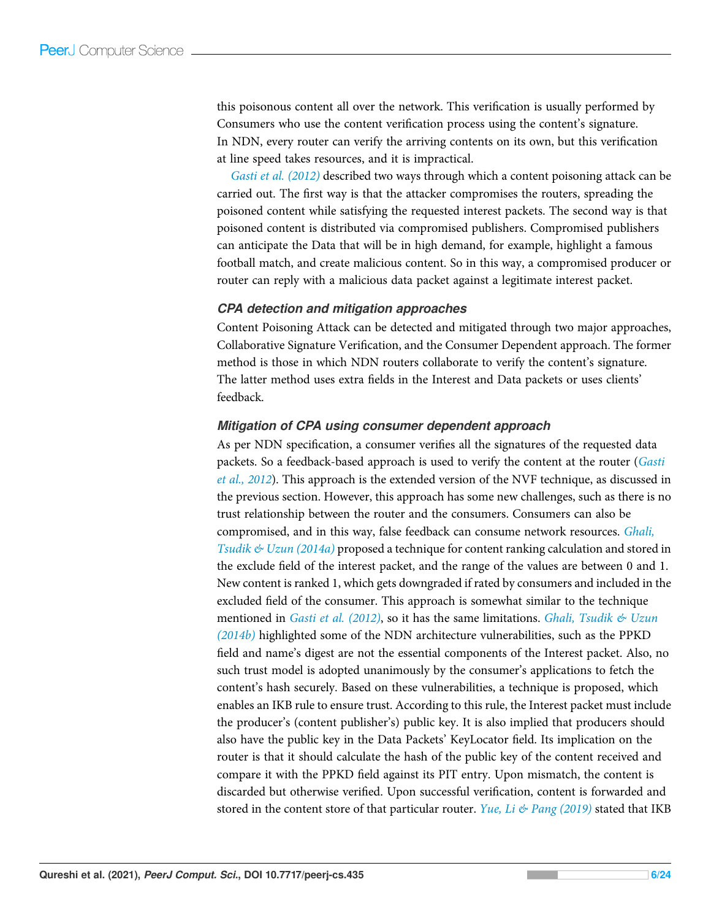this poisonous content all over the network. This verification is usually performed by Consumers who use the content verification process using the content's signature. In NDN, every router can verify the arriving contents on its own, but this verification at line speed takes resources, and it is impractical.

*Gasti et al. (2012)* described two ways through which a content poisoning attack can be carried out. The first way is that the attacker compromises the routers, spreading the poisoned content while satisfying the requested interest packets. The second way is that poisoned content is distributed via compromised publishers. Compromised publishers can anticipate the Data that will be in high demand, for example, highlight a famous football match, and create malicious content. So in this way, a compromised producer or router can reply with a malicious data packet against a legitimate interest packet.

### CPA detection and mitigation approaches

Content Poisoning Attack can be detected and mitigated through two major approaches, Collaborative Signature Verification, and the Consumer Dependent approach. The former method is those in which NDN routers collaborate to verify the content's signature. The latter method uses extra fields in the Interest and Data packets or uses clients' feedback.

### Mitigation of CPA using consumer dependent approach

As per NDN specification, a consumer verifies all the signatures of the requested data packets. So a feedback-based approach is used to verify the content at the router (*Gasti et al., 2012*). This approach is the extended version of the NVF technique, as discussed in the previous section. However, this approach has some new challenges, such as there is no trust relationship between the router and the consumers. Consumers can also be compromised, and in this way, false feedback can consume network resources. *Ghali, Tsudik & Uzun (2014a)* proposed a technique for content ranking calculation and stored in the exclude field of the interest packet, and the range of the values are between 0 and 1. New content is ranked 1, which gets downgraded if rated by consumers and included in the excluded field of the consumer. This approach is somewhat similar to the technique mentioned in *Gasti et al. (2012)*, so it has the same limitations. *Ghali, Tsudik & Uzun (2014b)* highlighted some of the NDN architecture vulnerabilities, such as the PPKD field and name's digest are not the essential components of the Interest packet. Also, no such trust model is adopted unanimously by the consumer's applications to fetch the content's hash securely. Based on these vulnerabilities, a technique is proposed, which enables an IKB rule to ensure trust. According to this rule, the Interest packet must include the producer's (content publisher's) public key. It is also implied that producers should also have the public key in the Data Packets' KeyLocator field. Its implication on the router is that it should calculate the hash of the public key of the content received and compare it with the PPKD field against its PIT entry. Upon mismatch, the content is discarded but otherwise verified. Upon successful verification, content is forwarded and stored in the content store of that particular router. *Yue, Li & Pang (2019)* stated that IKB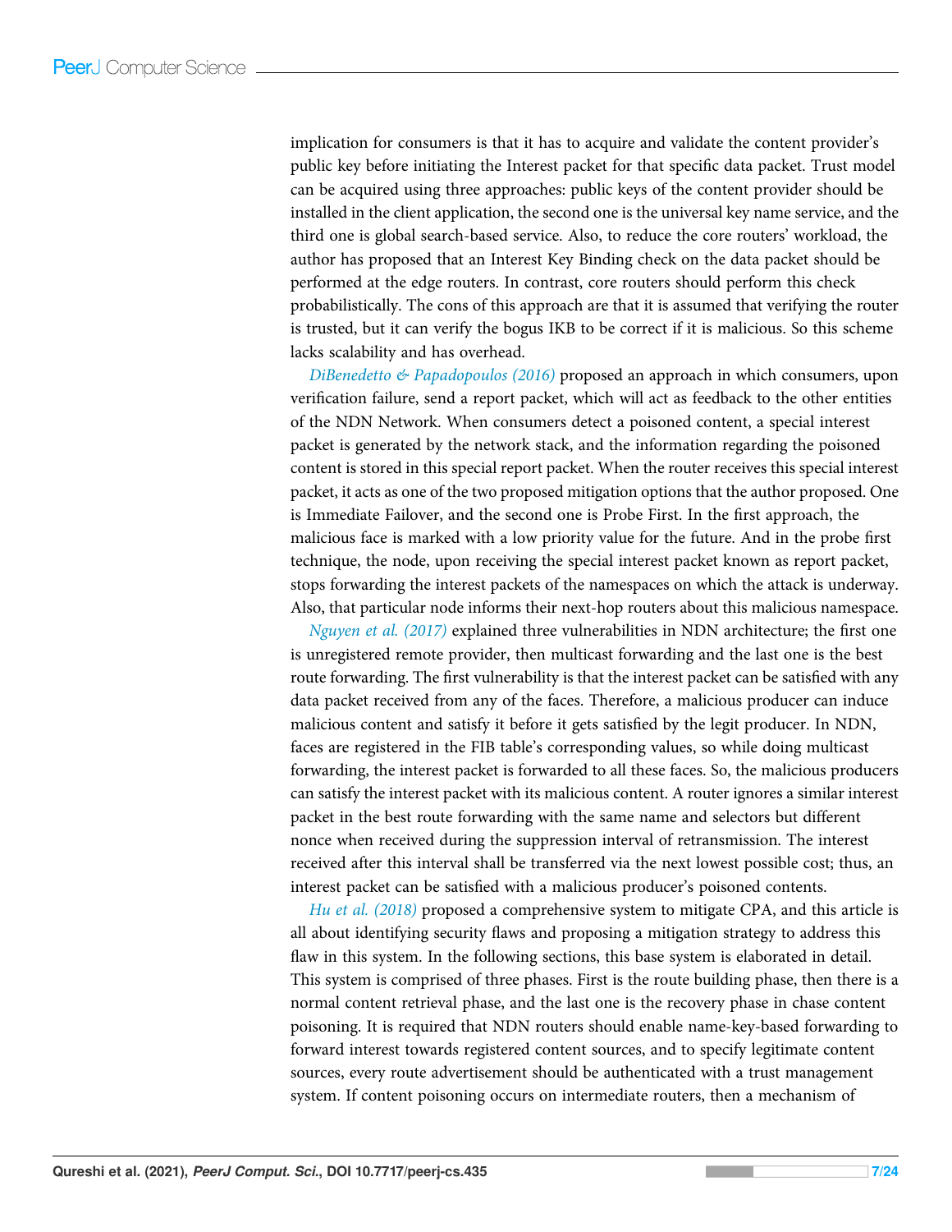implication for consumers is that it has to acquire and validate the content provider's public key before initiating the Interest packet for that specific data packet. Trust model can be acquired using three approaches: public keys of the content provider should be installed in the client application, the second one is the universal key name service, and the third one is global search-based service. Also, to reduce the core routers' workload, the author has proposed that an Interest Key Binding check on the data packet should be performed at the edge routers. In contrast, core routers should perform this check probabilistically. The cons of this approach are that it is assumed that verifying the router is trusted, but it can verify the bogus IKB to be correct if it is malicious. So this scheme lacks scalability and has overhead.

*DiBenedetto & Papadopoulos (2016)* proposed an approach in which consumers, upon verification failure, send a report packet, which will act as feedback to the other entities of the NDN Network. When consumers detect a poisoned content, a special interest packet is generated by the network stack, and the information regarding the poisoned content is stored in this special report packet. When the router receives this special interest packet, it acts as one of the two proposed mitigation options that the author proposed. One is Immediate Failover, and the second one is Probe First. In the first approach, the malicious face is marked with a low priority value for the future. And in the probe first technique, the node, upon receiving the special interest packet known as report packet, stops forwarding the interest packets of the namespaces on which the attack is underway. Also, that particular node informs their next-hop routers about this malicious namespace.

*Nguyen et al. (2017)* explained three vulnerabilities in NDN architecture; the first one is unregistered remote provider, then multicast forwarding and the last one is the best route forwarding. The first vulnerability is that the interest packet can be satisfied with any data packet received from any of the faces. Therefore, a malicious producer can induce malicious content and satisfy it before it gets satisfied by the legit producer. In NDN, faces are registered in the FIB table's corresponding values, so while doing multicast forwarding, the interest packet is forwarded to all these faces. So, the malicious producers can satisfy the interest packet with its malicious content. A router ignores a similar interest packet in the best route forwarding with the same name and selectors but different nonce when received during the suppression interval of retransmission. The interest received after this interval shall be transferred via the next lowest possible cost; thus, an interest packet can be satisfied with a malicious producer's poisoned contents.

*Hu et al. (2018)* proposed a comprehensive system to mitigate CPA, and this article is all about identifying security flaws and proposing a mitigation strategy to address this flaw in this system. In the following sections, this base system is elaborated in detail. This system is comprised of three phases. First is the route building phase, then there is a normal content retrieval phase, and the last one is the recovery phase in chase content poisoning. It is required that NDN routers should enable name-key-based forwarding to forward interest towards registered content sources, and to specify legitimate content sources, every route advertisement should be authenticated with a trust management system. If content poisoning occurs on intermediate routers, then a mechanism of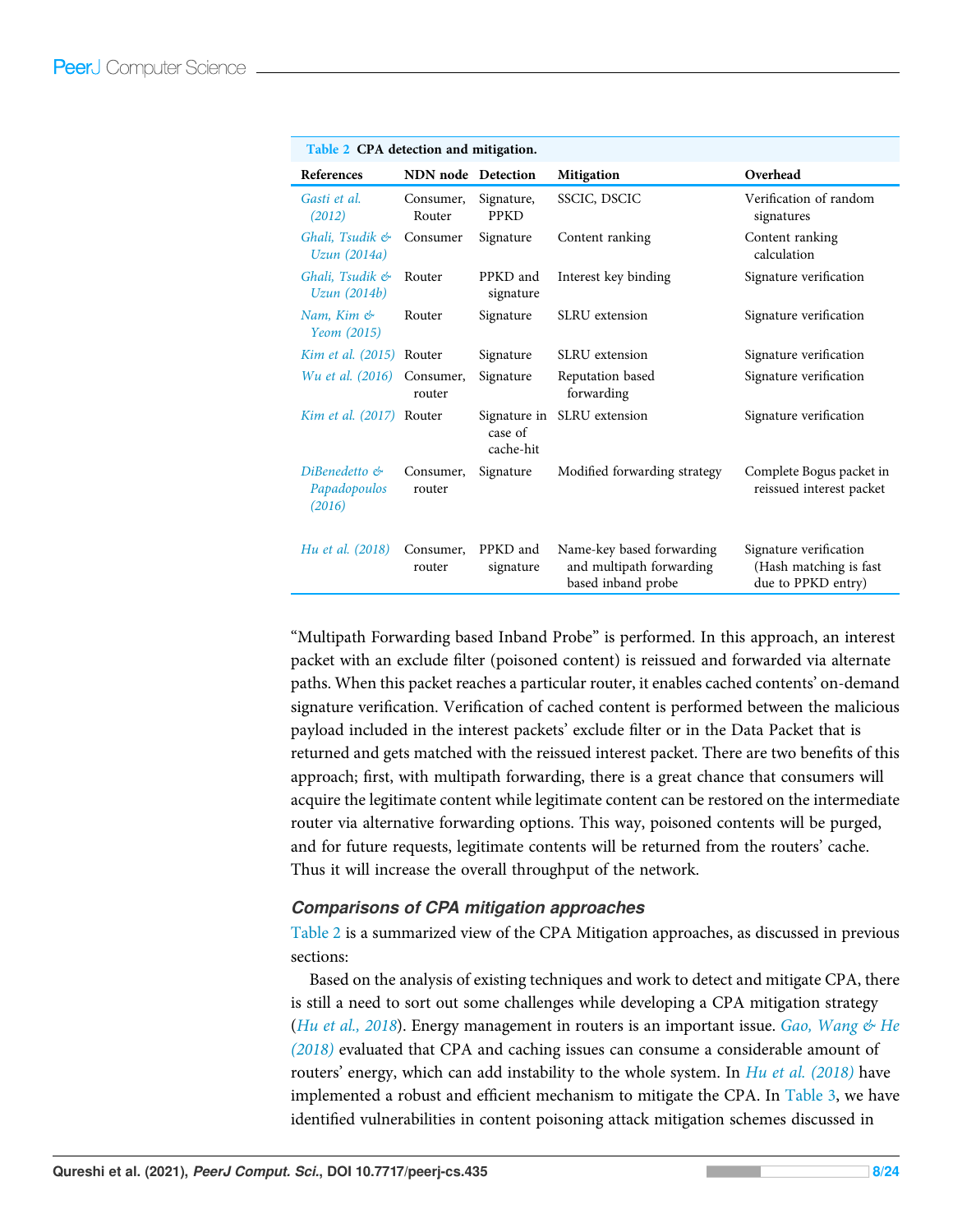**Table 2 CPA detection and mitigation.**

| References | NDN node | Detection | Mitigation | Overhead |
|---|---|---|---|---|
| Gasti et al. (2012) | Consumer, Router | Signature, PPKD | SSCIC, DSCIC | Verification of random signatures |
| Ghali, Tsudik & Uzun (2014a) | Consumer | Signature | Content ranking | Content ranking calculation |
| Ghali, Tsudik & Uzun (2014b) | Router | PPKD and signature | Interest key binding | Signature verification |
| Nam, Kim & Yeom (2015) | Router | Signature | SLRU extension | Signature verification |
| Kim et al. (2015) | Router | Signature | SLRU extension | Signature verification |
| Wu et al. (2016) | Consumer, router | Signature | Reputation based forwarding | Signature verification |
| Kim et al. (2017) | Router | Signature in case of cache-hit | SLRU extension | Signature verification |
| DiBenedetto & Papadopoulos (2016) | Consumer, router | Signature | Modified forwarding strategy | Complete Bogus packet in reissued interest packet |
| Hu et al. (2018) | Consumer, router | PPKD and signature | Name-key based forwarding and multipath forwarding based inband probe | Signature verification (Hash matching is fast due to PPKD entry) |

"Multipath Forwarding based Inband Probe" is performed. In this approach, an interest packet with an exclude filter (poisoned content) is reissued and forwarded via alternate paths. When this packet reaches a particular router, it enables cached contents' on-demand signature verification. Verification of cached content is performed between the malicious payload included in the interest packets' exclude filter or in the Data Packet that is returned and gets matched with the reissued interest packet. There are two benefits of this approach; first, with multipath forwarding, there is a great chance that consumers will acquire the legitimate content while legitimate content can be restored on the intermediate router via alternative forwarding options. This way, poisoned contents will be purged, and for future requests, legitimate contents will be returned from the routers' cache. Thus it will increase the overall throughput of the network.

### Comparisons of CPA mitigation approaches

Table 2 is a summarized view of the CPA Mitigation approaches, as discussed in previous sections:

Based on the analysis of existing techniques and work to detect and mitigate CPA, there is still a need to sort out some challenges while developing a CPA mitigation strategy (Hu et al., 2018). Energy management in routers is an important issue. Gao, Wang & He (2018) evaluated that CPA and caching issues can consume a considerable amount of routers' energy, which can add instability to the whole system. In Hu et al. (2018) have implemented a robust and efficient mechanism to mitigate the CPA. In Table 3, we have identified vulnerabilities in content poisoning attack mitigation schemes discussed in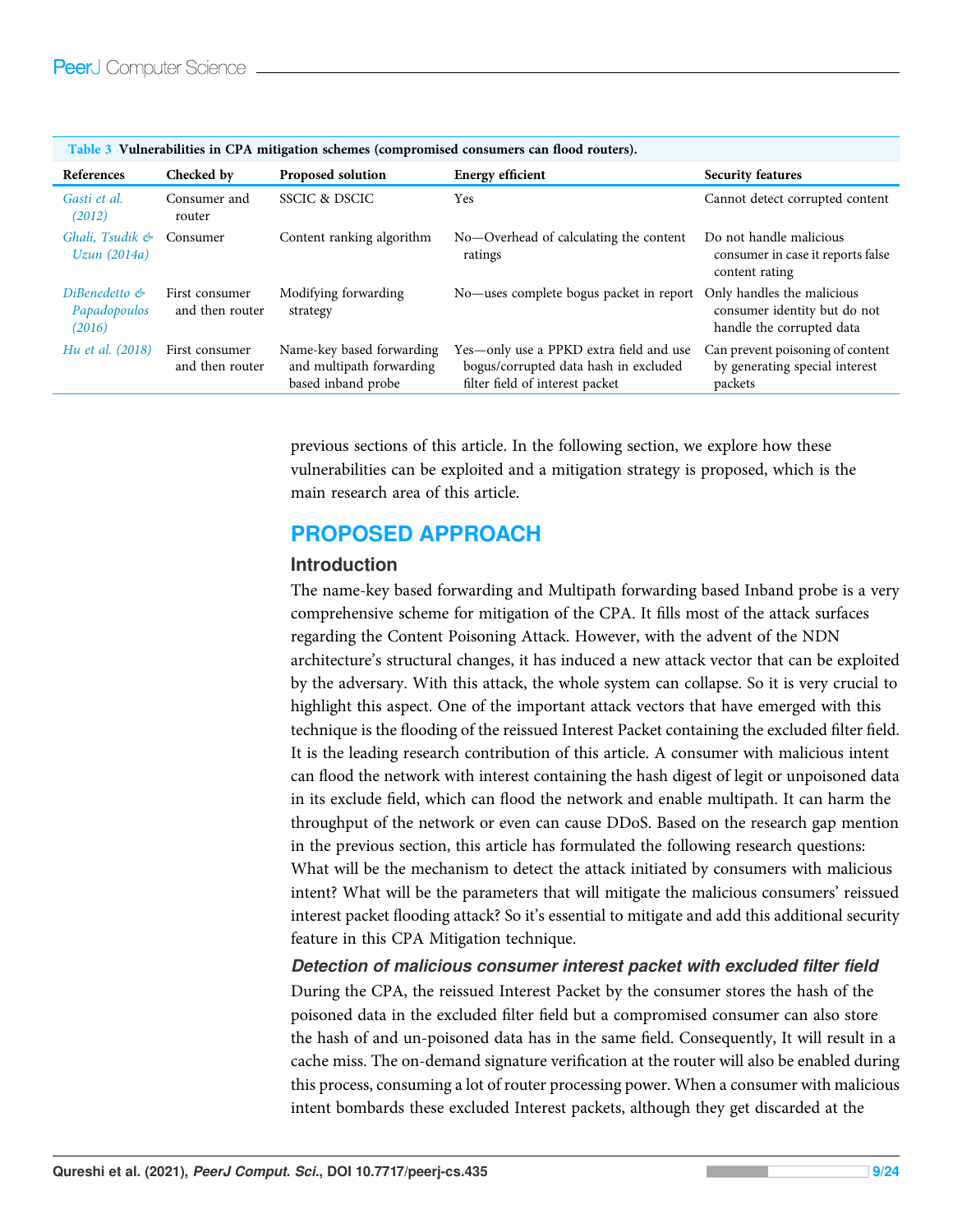**Table 3** Vulnerabilities in CPA mitigation schemes (compromised consumers can flood routers).

| References | Checked by | Proposed solution | Energy efficient | Security features |
|---|---|---|---|---|
| Gasti et al. (2012) | Consumer and router | SSCIC & DSCIC | Yes | Cannot detect corrupted content |
| Ghali, Tsudik & Uzun (2014a) | Consumer | Content ranking algorithm | No—Overhead of calculating the content ratings | Do not handle malicious consumer in case it reports false content rating |
| DiBenedetto & Papadopoulos (2016) | First consumer and then router | Modifying forwarding strategy | No—uses complete bogus packet in report | Only handles the malicious consumer identity but do not handle the corrupted data |
| Hu et al. (2018) | First consumer and then router | Name-key based forwarding and multipath forwarding based inband probe | Yes—only use a PPKD extra field and use bogus/corrupted data hash in excluded filter field of interest packet | Can prevent poisoning of content by generating special interest packets |

previous sections of this article. In the following section, we explore how these vulnerabilities can be exploited and a mitigation strategy is proposed, which is the main research area of this article.

## PROPOSED APPROACH

### Introduction

The name-key based forwarding and Multipath forwarding based Inband probe is a very comprehensive scheme for mitigation of the CPA. It fills most of the attack surfaces regarding the Content Poisoning Attack. However, with the advent of the NDN architecture's structural changes, it has induced a new attack vector that can be exploited by the adversary. With this attack, the whole system can collapse. So it is very crucial to highlight this aspect. One of the important attack vectors that have emerged with this technique is the flooding of the reissued Interest Packet containing the excluded filter field. It is the leading research contribution of this article. A consumer with malicious intent can flood the network with interest containing the hash digest of legit or unpoisoned data in its exclude field, which can flood the network and enable multipath. It can harm the throughput of the network or even can cause DDoS. Based on the research gap mention in the previous section, this article has formulated the following research questions: What will be the mechanism to detect the attack initiated by consumers with malicious intent? What will be the parameters that will mitigate the malicious consumers' reissued interest packet flooding attack? So it's essential to mitigate and add this additional security feature in this CPA Mitigation technique.

#### *Detection of malicious consumer interest packet with excluded filter field*

During the CPA, the reissued Interest Packet by the consumer stores the hash of the poisoned data in the excluded filter field but a compromised consumer can also store the hash of and un-poisoned data has in the same field. Consequently, It will result in a cache miss. The on-demand signature verification at the router will also be enabled during this process, consuming a lot of router processing power. When a consumer with malicious intent bombards these excluded Interest packets, although they get discarded at the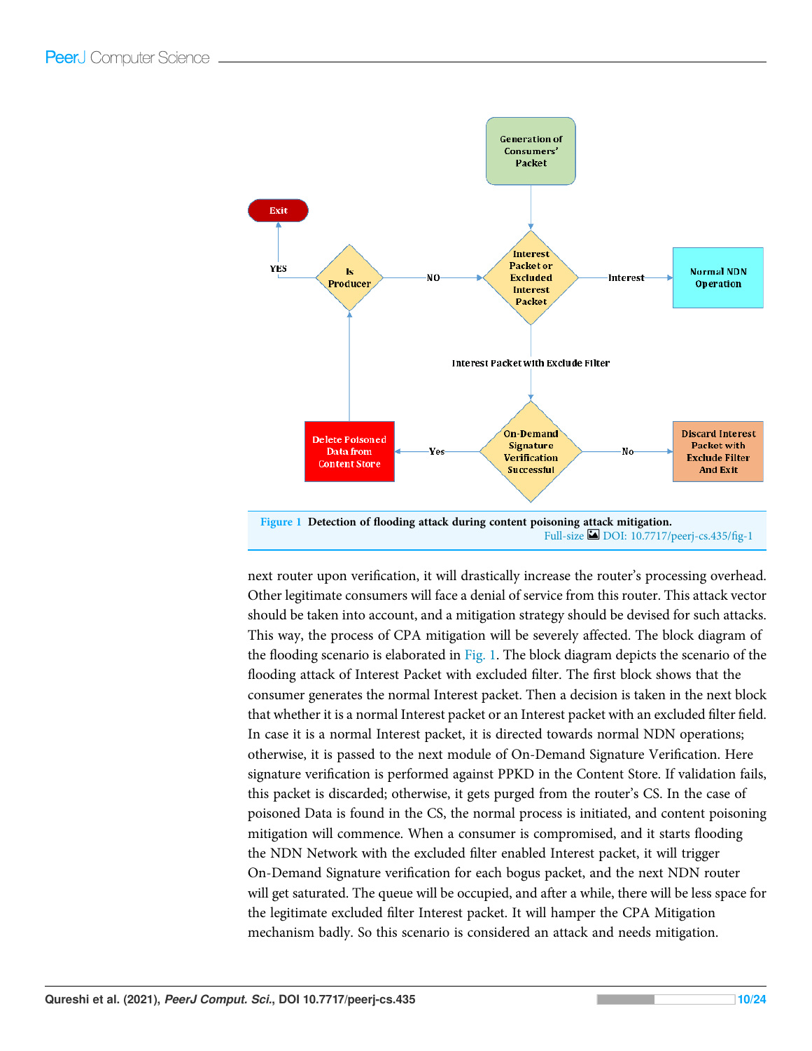Figure 1 Detection of flooding attack during content poisoning attack mitigation.

next router upon verification, it will drastically increase the router's processing overhead. Other legitimate consumers will face a denial of service from this router. This attack vector should be taken into account, and a mitigation strategy should be devised for such attacks. This way, the process of CPA mitigation will be severely affected. The block diagram of the flooding scenario is elaborated in Fig. 1. The block diagram depicts the scenario of the flooding attack of Interest Packet with excluded filter. The first block shows that the consumer generates the normal Interest packet. Then a decision is taken in the next block that whether it is a normal Interest packet or an Interest packet with an excluded filter field. In case it is a normal Interest packet, it is directed towards normal NDN operations; otherwise, it is passed to the next module of On-Demand Signature Verification. Here signature verification is performed against PPKD in the Content Store. If validation fails, this packet is discarded; otherwise, it gets purged from the router's CS. In the case of poisoned Data is found in the CS, the normal process is initiated, and content poisoning mitigation will commence. When a consumer is compromised, and it starts flooding the NDN Network with the excluded filter enabled Interest packet, it will trigger On-Demand Signature verification for each bogus packet, and the next NDN router will get saturated. The queue will be occupied, and after a while, there will be less space for the legitimate excluded filter Interest packet. It will hamper the CPA Mitigation mechanism badly. So this scenario is considered an attack and needs mitigation.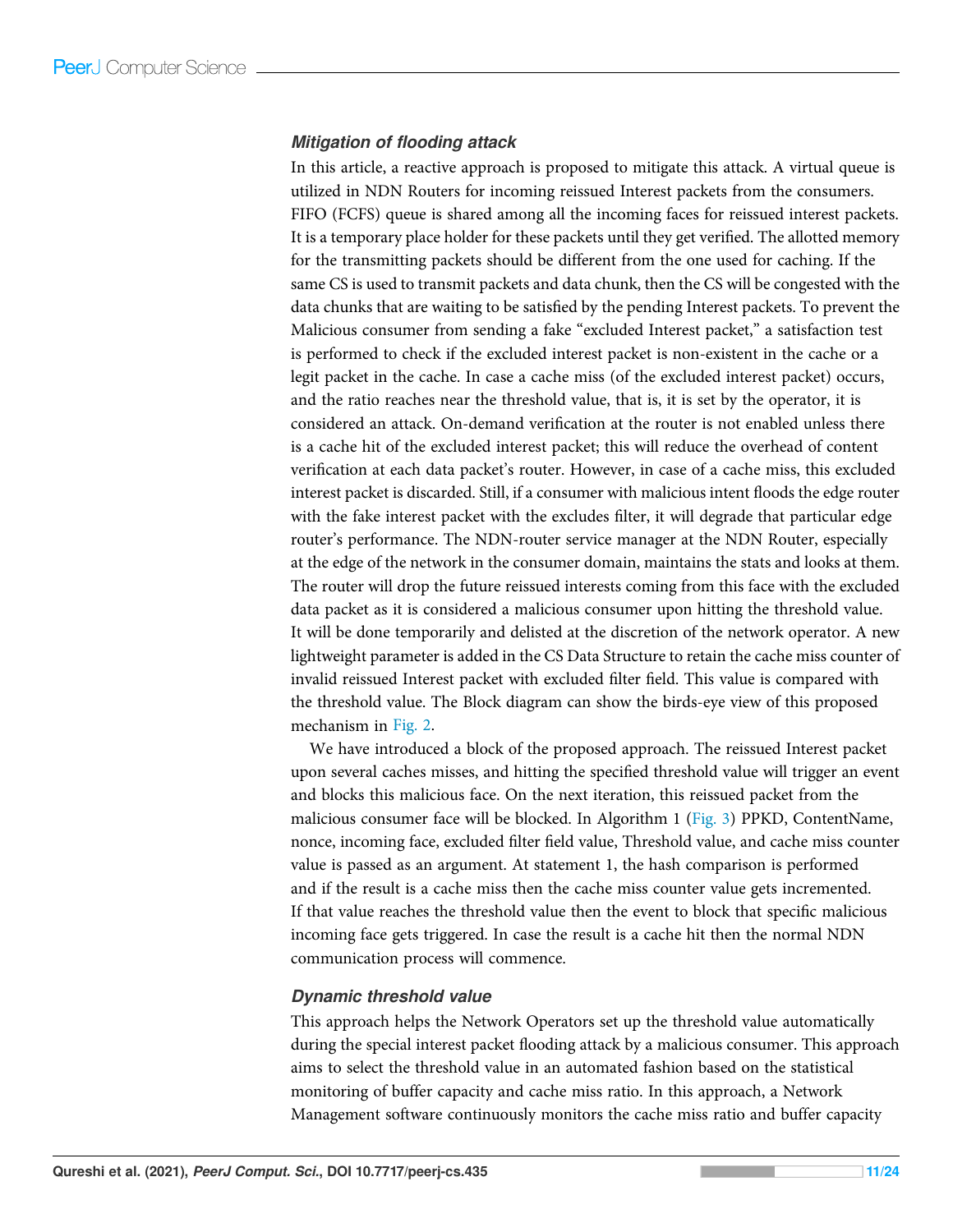### Mitigation of flooding attack

In this article, a reactive approach is proposed to mitigate this attack. A virtual queue is utilized in NDN Routers for incoming reissued Interest packets from the consumers. FIFO (FCFS) queue is shared among all the incoming faces for reissued interest packets. It is a temporary place holder for these packets until they get verified. The allotted memory for the transmitting packets should be different from the one used for caching. If the same CS is used to transmit packets and data chunk, then the CS will be congested with the data chunks that are waiting to be satisfied by the pending Interest packets. To prevent the Malicious consumer from sending a fake "excluded Interest packet," a satisfaction test is performed to check if the excluded interest packet is non-existent in the cache or a legit packet in the cache. In case a cache miss (of the excluded interest packet) occurs, and the ratio reaches near the threshold value, that is, it is set by the operator, it is considered an attack. On-demand verification at the router is not enabled unless there is a cache hit of the excluded interest packet; this will reduce the overhead of content verification at each data packet's router. However, in case of a cache miss, this excluded interest packet is discarded. Still, if a consumer with malicious intent floods the edge router with the fake interest packet with the excludes filter, it will degrade that particular edge router's performance. The NDN-router service manager at the NDN Router, especially at the edge of the network in the consumer domain, maintains the stats and looks at them. The router will drop the future reissued interests coming from this face with the excluded data packet as it is considered a malicious consumer upon hitting the threshold value. It will be done temporarily and delisted at the discretion of the network operator. A new lightweight parameter is added in the CS Data Structure to retain the cache miss counter of invalid reissued Interest packet with excluded filter field. This value is compared with the threshold value. The Block diagram can show the birds-eye view of this proposed mechanism in Fig. 2.

We have introduced a block of the proposed approach. The reissued Interest packet upon several caches misses, and hitting the specified threshold value will trigger an event and blocks this malicious face. On the next iteration, this reissued packet from the malicious consumer face will be blocked. In Algorithm 1 (Fig. 3) PPKD, ContentName, nonce, incoming face, excluded filter field value, Threshold value, and cache miss counter value is passed as an argument. At statement 1, the hash comparison is performed and if the result is a cache miss then the cache miss counter value gets incremented. If that value reaches the threshold value then the event to block that specific malicious incoming face gets triggered. In case the result is a cache hit then the normal NDN communication process will commence.

### Dynamic threshold value

This approach helps the Network Operators set up the threshold value automatically during the special interest packet flooding attack by a malicious consumer. This approach aims to select the threshold value in an automated fashion based on the statistical monitoring of buffer capacity and cache miss ratio. In this approach, a Network Management software continuously monitors the cache miss ratio and buffer capacity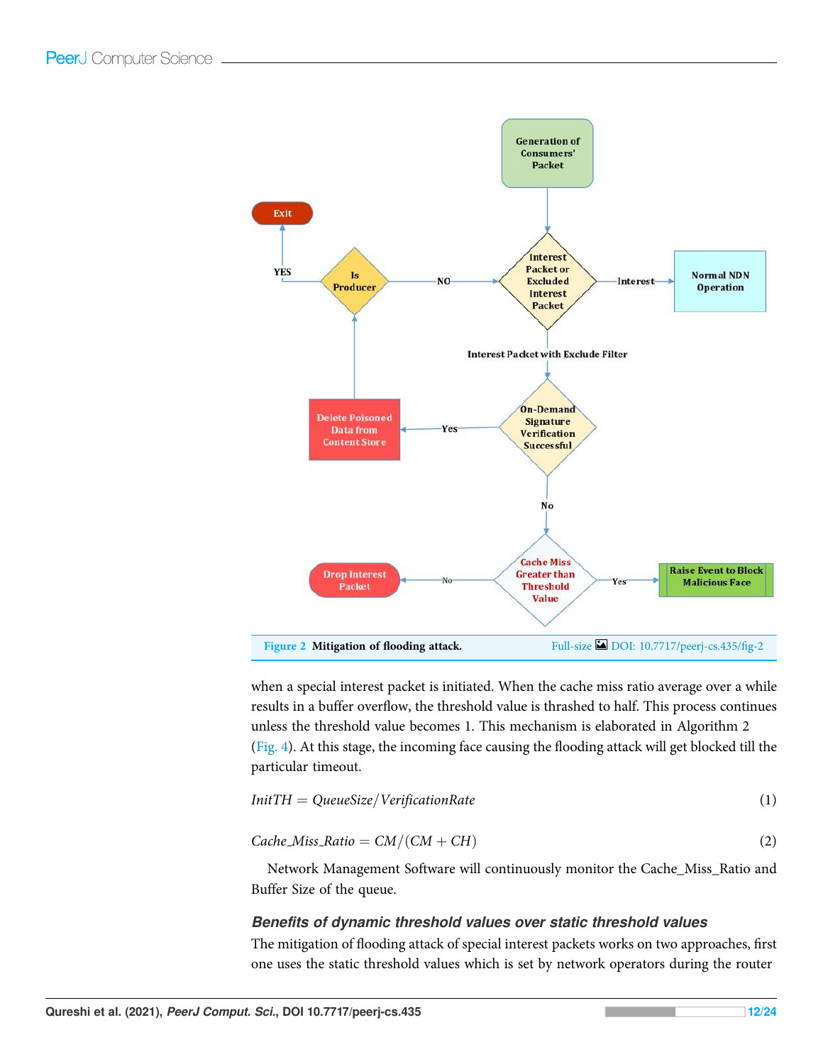**Figure 2 Mitigation of flooding attack.** Full-size DOI: 10.7717/peerj-cs.435/fig-2

when a special interest packet is initiated. When the cache miss ratio average over a while results in a buffer overflow, the threshold value is thrashed to half. This process continues unless the threshold value becomes 1. This mechanism is elaborated in Algorithm 2 (Fig. 4). At this stage, the incoming face causing the flooding attack will get blocked till the particular timeout.

$$InitTH = QueueSize/VerificationRate \tag{1}$$

$$Cache\_Miss\_Ratio = CM/(CM + CH) \tag{2}$$

Network Management Software will continuously monitor the Cache_Miss_Ratio and Buffer Size of the queue.

### *Benefits of dynamic threshold values over static threshold values*

The mitigation of flooding attack of special interest packets works on two approaches, first one uses the static threshold values which is set by network operators during the router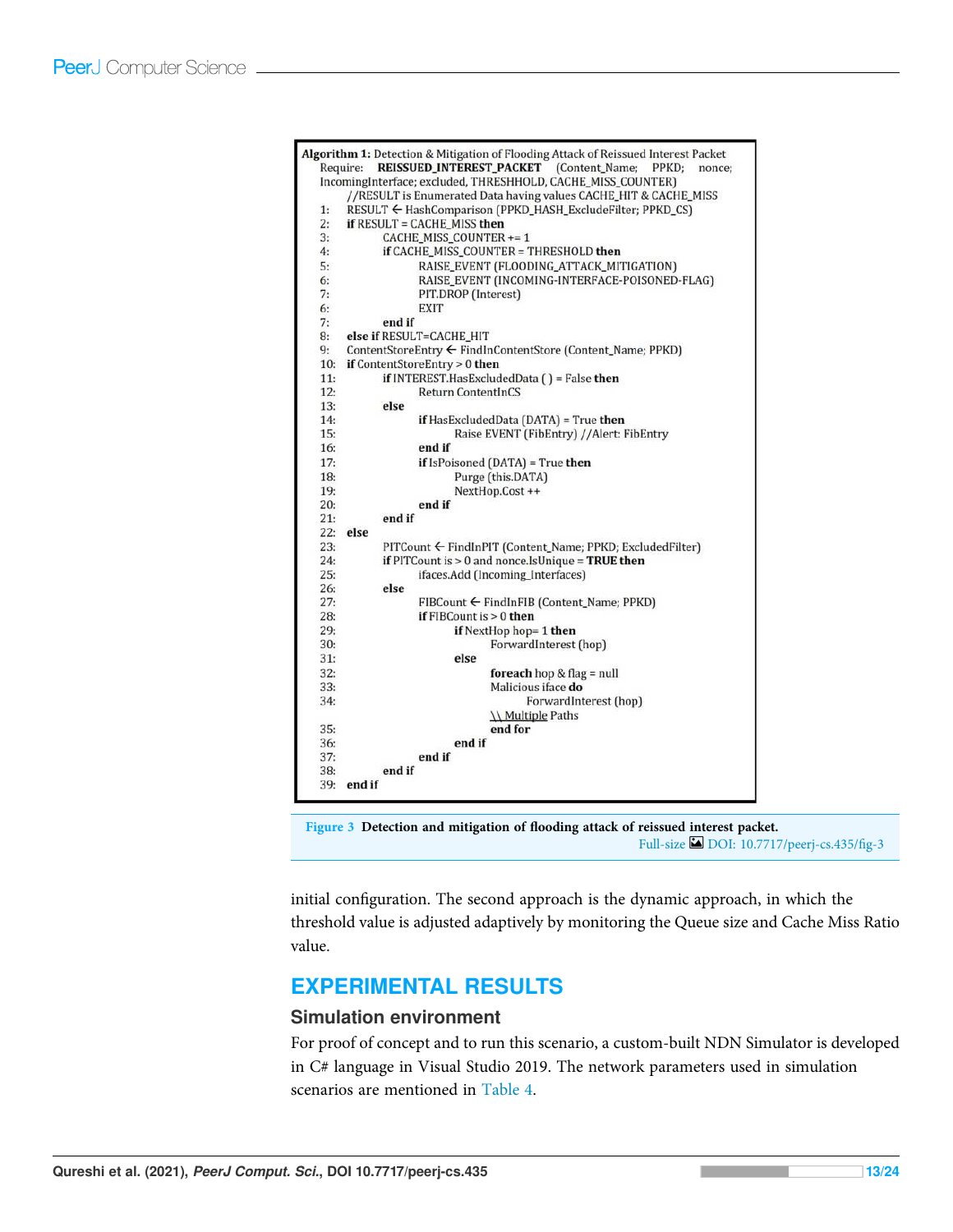```
Algorithm 1: Detection & Mitigation of Flooding Attack of Reissued Interest Packet
Require: REISSUED_INTEREST_PACKET (Content_Name; PPKD; nonce; IncomingInterface; excluded, THRESHHOLD, CACHE_MISS_COUNTER)
     //RESULT is Enumerated Data having values CACHE_HIT & CACHE_MISS
1:   RESULT ← HashComparison (PPKD_HASH_ExcludeFilter; PPKD_CS)
2:   if RESULT = CACHE_MISS then
3:         CACHE_MISS_COUNTER += 1
4:         if CACHE_MISS_COUNTER = THRESHOLD then
5:               RAISE_EVENT (FLOODING_ATTACK_MITIGATION)
6:               RAISE_EVENT (INCOMING-INTERFACE-POISONED-FLAG)
7:               PIT.DROP (Interest)
6:               EXIT
7:         end if
8:   else if RESULT=CACHE_HIT
9:   ContentStoreEntry ← FindInContentStore (Content_Name; PPKD)
10:  if ContentStoreEntry > 0 then
11:        if INTEREST.HasExcludedData ( ) = False then
12:              Return ContentInCS
13:        else
14:              if HasExcludedData (DATA) = True then
15:                    Raise EVENT (FibEntry) //Alert: FibEntry
16:              end if
17:              if IsPoisoned (DATA) = True then
18:                    Purge (this.DATA)
19:                    NextHop.Cost ++
20:              end if
21:        end if
22:  else
23:        PITCount ← FindInPIT (Content_Name; PPKD; ExcludedFilter)
24:        if PITCount is > 0 and nonce.IsUnique = TRUE then
25:              ifaces.Add (Incoming_Interfaces)
26:        else
27:              FIBCount ← FindInFIB (Content_Name; PPKD)
28:              if FIBCount is > 0 then
29:                    if NextHop hop= 1 then
30:                          ForwardInterest (hop)
31:                    else
32:                          foreach hop & flag = null
33:                          Malicious iface do
34:                                ForwardInterest (hop)
                          \\ Multiple Paths
35:                          end for
36:                    end if
37:              end if
38:        end if
39:  end if
```

**Figure 3** **Detection and mitigation of flooding attack of reissued interest packet.**
Full-size DOI: 10.7717/peerj-cs.435/fig-3

initial configuration. The second approach is the dynamic approach, in which the threshold value is adjusted adaptively by monitoring the Queue size and Cache Miss Ratio value.

## EXPERIMENTAL RESULTS

### Simulation environment

For proof of concept and to run this scenario, a custom-built NDN Simulator is developed in C# language in Visual Studio 2019. The network parameters used in simulation scenarios are mentioned in Table 4.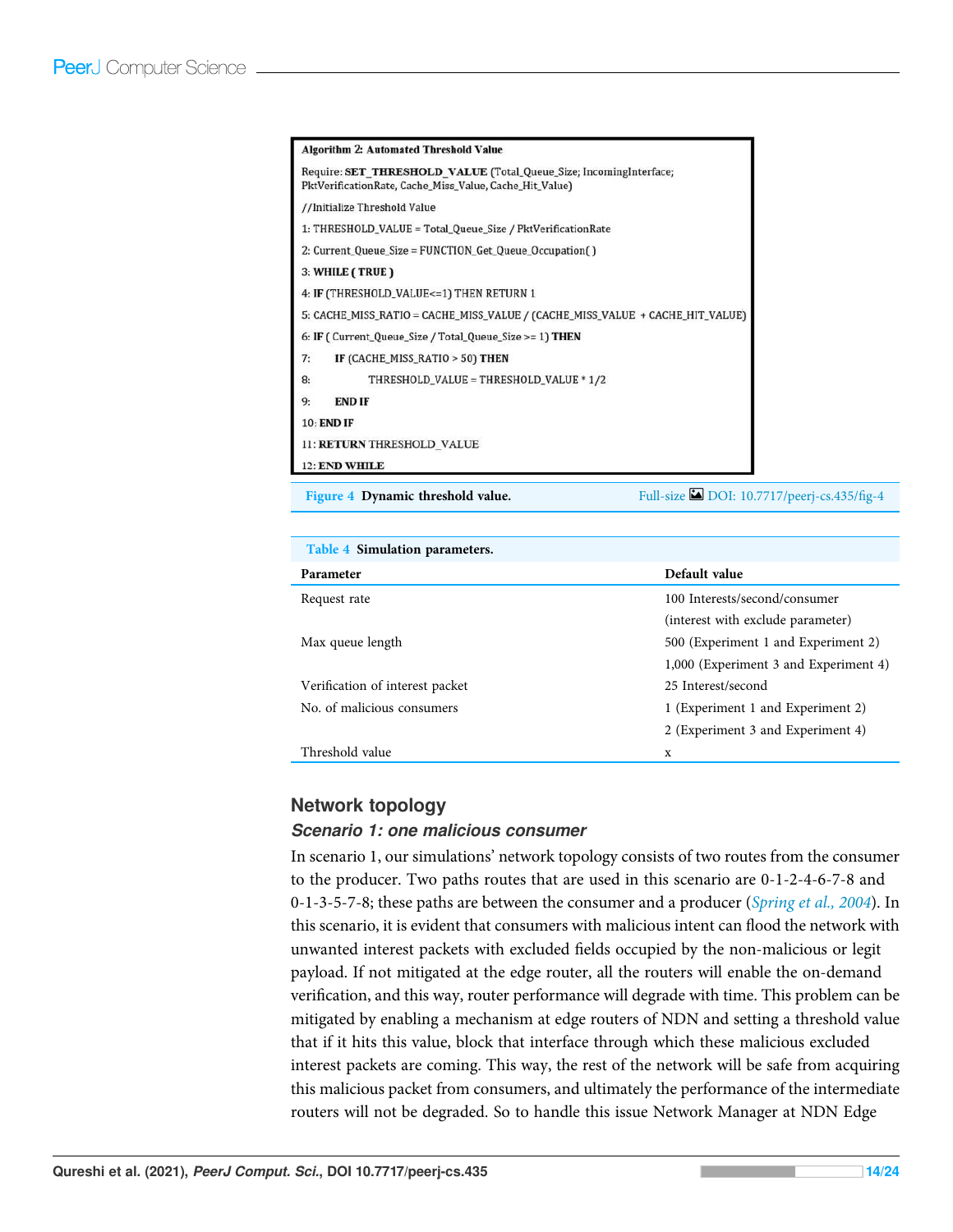```
Algorithm 2: Automated Threshold Value
Require: SET_THRESHOLD_VALUE (Total_Queue_Size; IncomingInterface; PktVerificationRate, Cache_Miss_Value, Cache_Hit_Value)
//Initialize Threshold Value
1: THRESHOLD_VALUE = Total_Queue_Size / PktVerificationRate
2: Current_Queue_Size = FUNCTION_Get_Queue_Occupation( )
3: WHILE ( TRUE )
4: IF (THRESHOLD_VALUE<=1) THEN RETURN 1
5: CACHE_MISS_RATIO = CACHE_MISS_VALUE / (CACHE_MISS_VALUE + CACHE_HIT_VALUE)
6: IF ( Current_Queue_Size / Total_Queue_Size >= 1) THEN
7:     IF (CACHE_MISS_RATIO > 50) THEN
8:         THRESHOLD_VALUE = THRESHOLD_VALUE * 1/2
9:     END IF
10: END IF
11: RETURN THRESHOLD_VALUE
12: END WHILE
```

**Figure 4** Dynamic threshold value. DOI: 10.7717/peerj-cs.435/fig-4

**Table 4** Simulation parameters.

| Parameter | Default value |
|---|---|
| Request rate | 100 Interests/second/consumer (interest with exclude parameter) |
| Max queue length | 500 (Experiment 1 and Experiment 2) |
| | 1,000 (Experiment 3 and Experiment 4) |
| Verification of interest packet | 25 Interest/second |
| No. of malicious consumers | 1 (Experiment 1 and Experiment 2) |
| | 2 (Experiment 3 and Experiment 4) |
| Threshold value | x |

## Network topology

### *Scenario 1: one malicious consumer*

In scenario 1, our simulations' network topology consists of two routes from the consumer to the producer. Two paths routes that are used in this scenario are 0-1-2-4-6-7-8 and 0-1-3-5-7-8; these paths are between the consumer and a producer (*Spring et al., 2004*). In this scenario, it is evident that consumers with malicious intent can flood the network with unwanted interest packets with excluded fields occupied by the non-malicious or legit payload. If not mitigated at the edge router, all the routers will enable the on-demand verification, and this way, router performance will degrade with time. This problem can be mitigated by enabling a mechanism at edge routers of NDN and setting a threshold value that if it hits this value, block that interface through which these malicious excluded interest packets are coming. This way, the rest of the network will be safe from acquiring this malicious packet from consumers, and ultimately the performance of the intermediate routers will not be degraded. So to handle this issue Network Manager at NDN Edge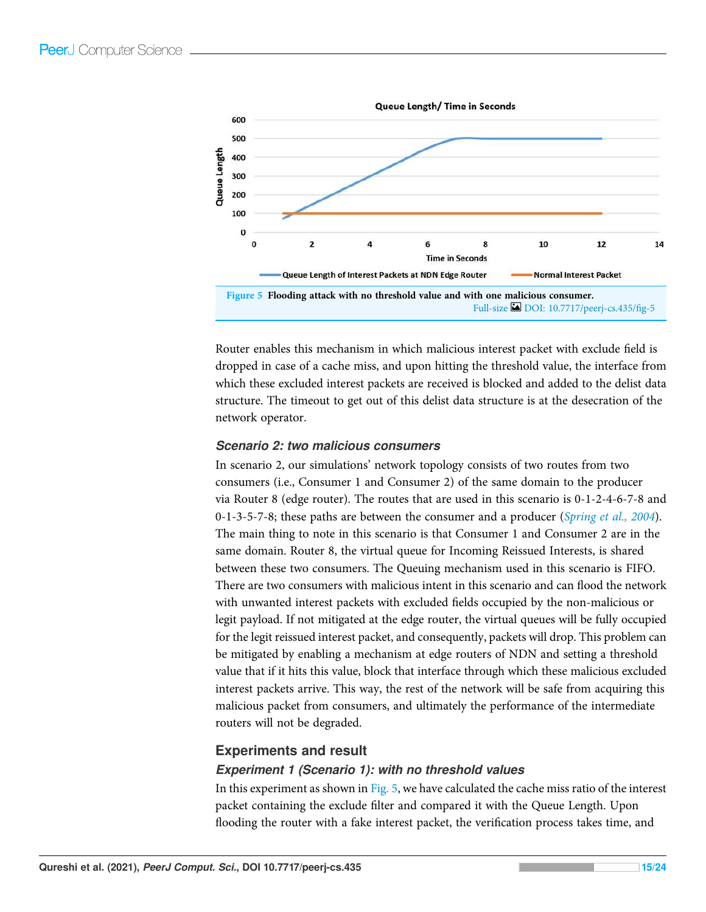Figure 5 Flooding attack with no threshold value and with one malicious consumer.

Full-size DOI: 10.7717/peerj-cs.435/fig-5

Router enables this mechanism in which malicious interest packet with exclude field is dropped in case of a cache miss, and upon hitting the threshold value, the interface from which these excluded interest packets are received is blocked and added to the delist data structure. The timeout to get out of this delist data structure is at the desecration of the network operator.

### Scenario 2: two malicious consumers

In scenario 2, our simulations' network topology consists of two routes from two consumers (i.e., Consumer 1 and Consumer 2) of the same domain to the producer via Router 8 (edge router). The routes that are used in this scenario is 0-1-2-4-6-7-8 and 0-1-3-5-7-8; these paths are between the consumer and a producer (*Spring et al., 2004*). The main thing to note in this scenario is that Consumer 1 and Consumer 2 are in the same domain. Router 8, the virtual queue for Incoming Reissued Interests, is shared between these two consumers. The Queuing mechanism used in this scenario is FIFO. There are two consumers with malicious intent in this scenario and can flood the network with unwanted interest packets with excluded fields occupied by the non-malicious or legit payload. If not mitigated at the edge router, the virtual queues will be fully occupied for the legit reissued interest packet, and consequently, packets will drop. This problem can be mitigated by enabling a mechanism at edge routers of NDN and setting a threshold value that if it hits this value, block that interface through which these malicious excluded interest packets arrive. This way, the rest of the network will be safe from acquiring this malicious packet from consumers, and ultimately the performance of the intermediate routers will not be degraded.

## Experiments and result

### Experiment 1 (Scenario 1): with no threshold values

In this experiment as shown in Fig. 5, we have calculated the cache miss ratio of the interest packet containing the exclude filter and compared it with the Queue Length. Upon flooding the router with a fake interest packet, the verification process takes time, and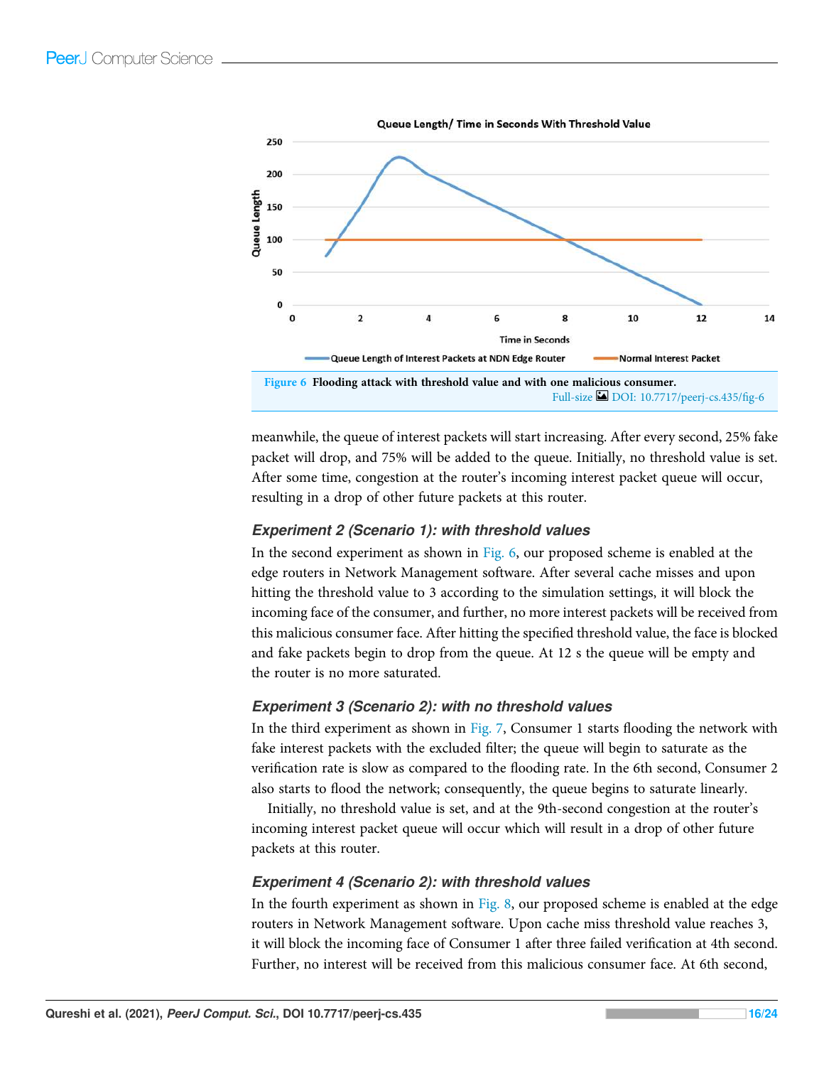Figure 6 Flooding attack with threshold value and with one malicious consumer. Full-size DOI: 10.7717/peerj-cs.435/fig-6

meanwhile, the queue of interest packets will start increasing. After every second, 25% fake packet will drop, and 75% will be added to the queue. Initially, no threshold value is set. After some time, congestion at the router's incoming interest packet queue will occur, resulting in a drop of other future packets at this router.

### Experiment 2 (Scenario 1): with threshold values

In the second experiment as shown in Fig. 6, our proposed scheme is enabled at the edge routers in Network Management software. After several cache misses and upon hitting the threshold value to 3 according to the simulation settings, it will block the incoming face of the consumer, and further, no more interest packets will be received from this malicious consumer face. After hitting the specified threshold value, the face is blocked and fake packets begin to drop from the queue. At 12 s the queue will be empty and the router is no more saturated.

### Experiment 3 (Scenario 2): with no threshold values

In the third experiment as shown in Fig. 7, Consumer 1 starts flooding the network with fake interest packets with the excluded filter; the queue will begin to saturate as the verification rate is slow as compared to the flooding rate. In the 6th second, Consumer 2 also starts to flood the network; consequently, the queue begins to saturate linearly.

Initially, no threshold value is set, and at the 9th-second congestion at the router's incoming interest packet queue will occur which will result in a drop of other future packets at this router.

### Experiment 4 (Scenario 2): with threshold values

In the fourth experiment as shown in Fig. 8, our proposed scheme is enabled at the edge routers in Network Management software. Upon cache miss threshold value reaches 3, it will block the incoming face of Consumer 1 after three failed verification at 4th second. Further, no interest will be received from this malicious consumer face. At 6th second,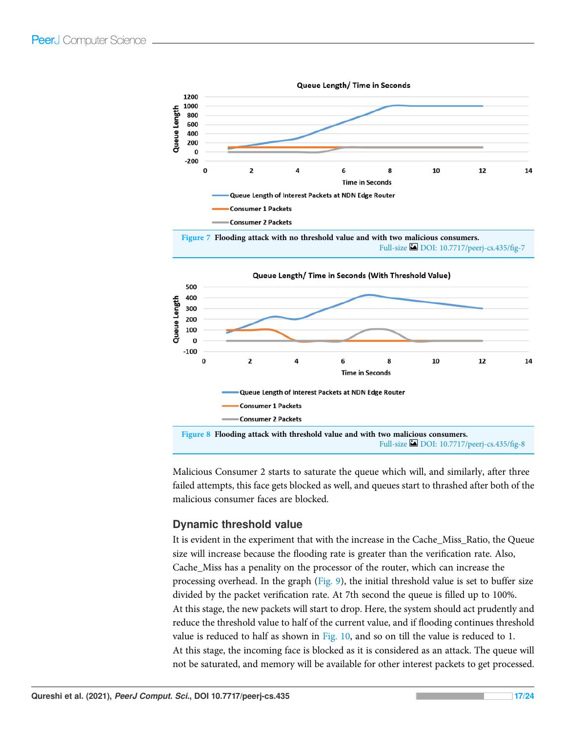Figure 7 Flooding attack with no threshold value and with two malicious consumers.

Full-size DOI: 10.7717/peerj-cs.435/fig-7

Figure 8 Flooding attack with threshold value and with two malicious consumers.

Full-size DOI: 10.7717/peerj-cs.435/fig-8

Malicious Consumer 2 starts to saturate the queue which will, and similarly, after three failed attempts, this face gets blocked as well, and queues start to thrashed after both of the malicious consumer faces are blocked.

## Dynamic threshold value

It is evident in the experiment that with the increase in the Cache_Miss_Ratio, the Queue size will increase because the flooding rate is greater than the verification rate. Also, Cache_Miss has a penality on the processor of the router, which can increase the processing overhead. In the graph (Fig. 9), the initial threshold value is set to buffer size divided by the packet verification rate. At 7th second the queue is filled up to 100%. At this stage, the new packets will start to drop. Here, the system should act prudently and reduce the threshold value to half of the current value, and if flooding continues threshold value is reduced to half as shown in Fig. 10, and so on till the value is reduced to 1. At this stage, the incoming face is blocked as it is considered as an attack. The queue will not be saturated, and memory will be available for other interest packets to get processed.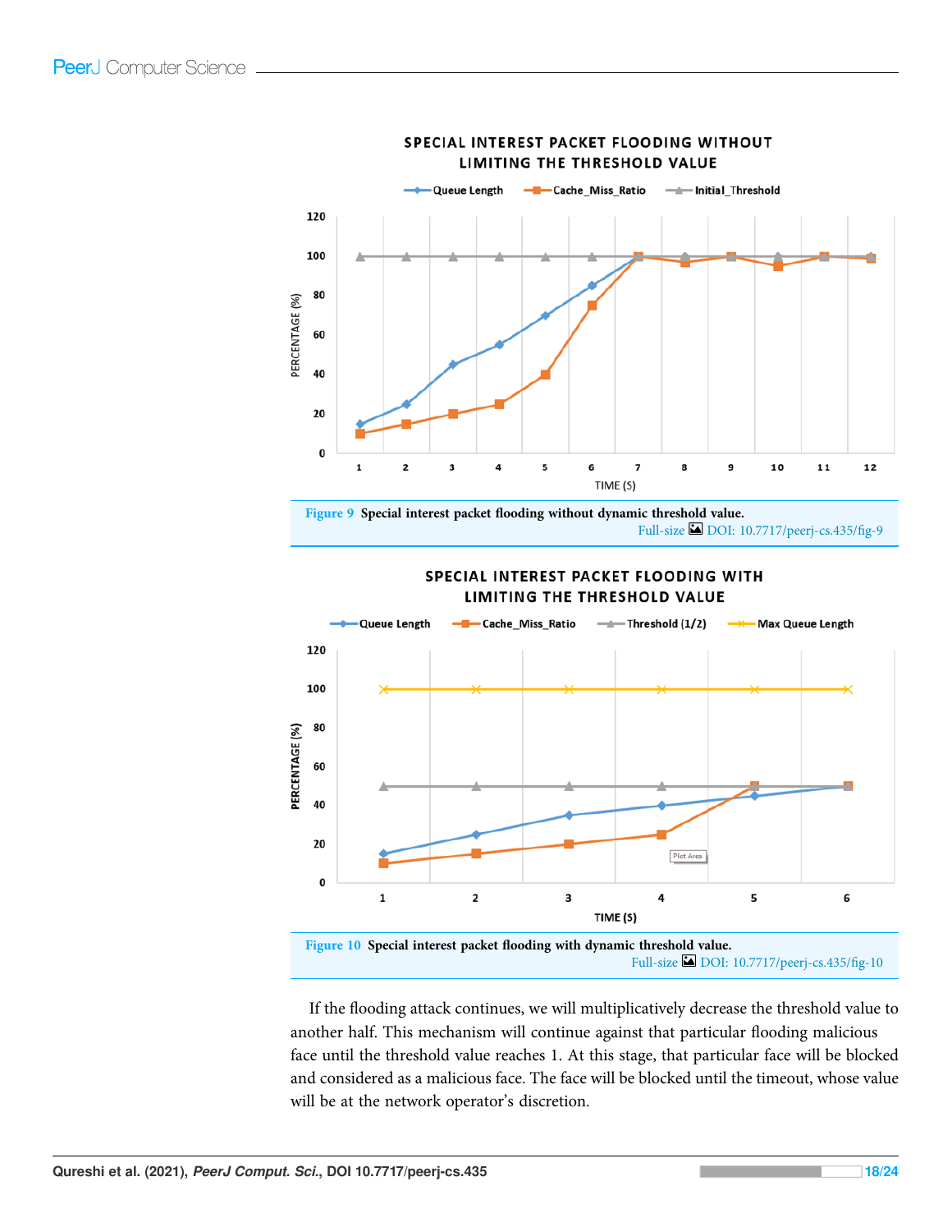Figure 9 Special interest packet flooding without dynamic threshold value.
Full-size DOI: 10.7717/peerj-cs.435/fig-9

Figure 10 Special interest packet flooding with dynamic threshold value.
Full-size DOI: 10.7717/peerj-cs.435/fig-10

If the flooding attack continues, we will multiplicatively decrease the threshold value to another half. This mechanism will continue against that particular flooding malicious face until the threshold value reaches 1. At this stage, that particular face will be blocked and considered as a malicious face. The face will be blocked until the timeout, whose value will be at the network operator's discretion.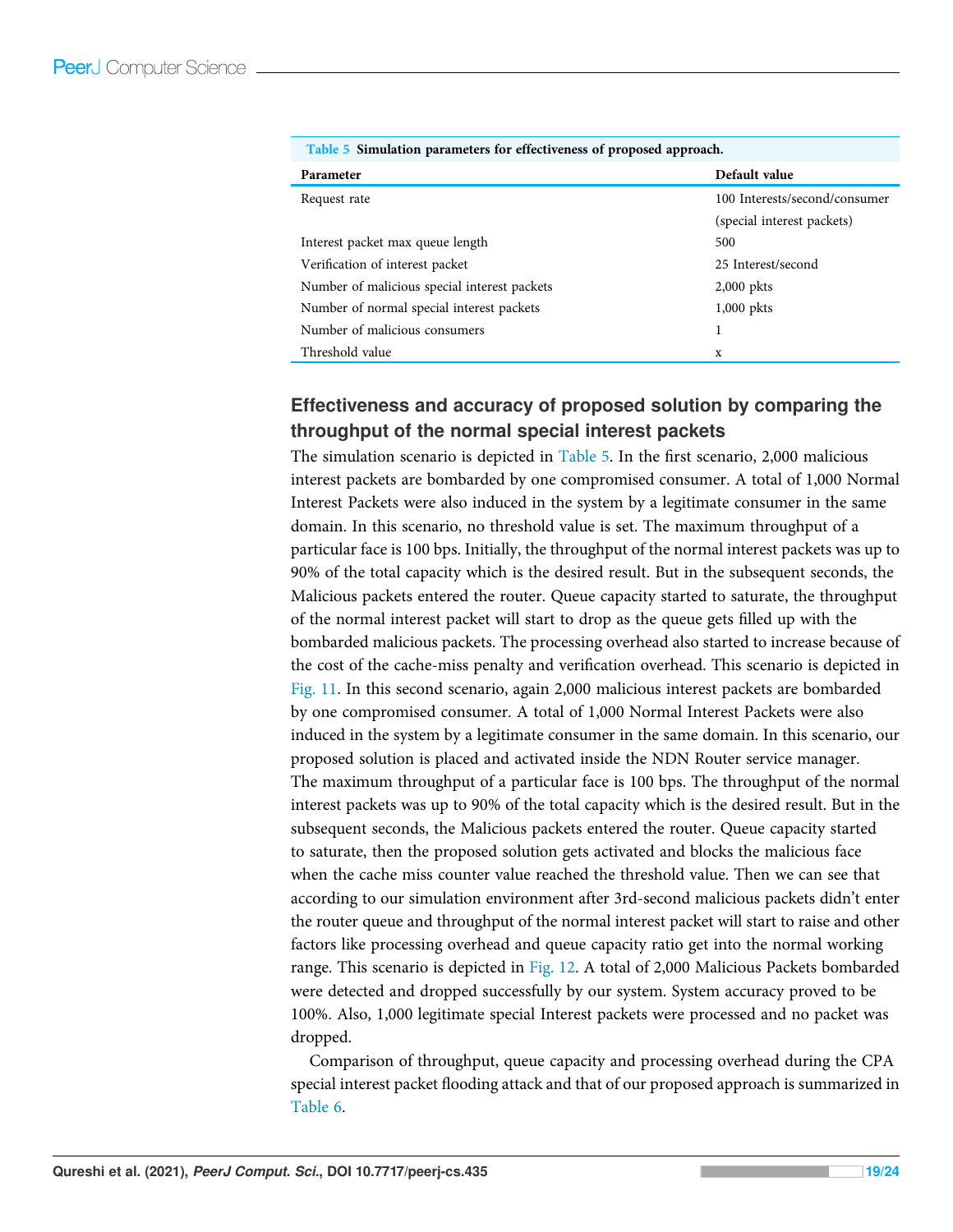**Table 5** Simulation parameters for effectiveness of proposed approach.

| Parameter | Default value |
|---|---|
| Request rate | 100 Interests/second/consumer (special interest packets) |
| Interest packet max queue length | 500 |
| Verification of interest packet | 25 Interest/second |
| Number of malicious special interest packets | 2,000 pkts |
| Number of normal special interest packets | 1,000 pkts |
| Number of malicious consumers | 1 |
| Threshold value | x |

## Effectiveness and accuracy of proposed solution by comparing the throughput of the normal special interest packets

The simulation scenario is depicted in Table 5. In the first scenario, 2,000 malicious interest packets are bombarded by one compromised consumer. A total of 1,000 Normal Interest Packets were also induced in the system by a legitimate consumer in the same domain. In this scenario, no threshold value is set. The maximum throughput of a particular face is 100 bps. Initially, the throughput of the normal interest packets was up to 90% of the total capacity which is the desired result. But in the subsequent seconds, the Malicious packets entered the router. Queue capacity started to saturate, the throughput of the normal interest packet will start to drop as the queue gets filled up with the bombarded malicious packets. The processing overhead also started to increase because of the cost of the cache-miss penalty and verification overhead. This scenario is depicted in Fig. 11. In this second scenario, again 2,000 malicious interest packets are bombarded by one compromised consumer. A total of 1,000 Normal Interest Packets were also induced in the system by a legitimate consumer in the same domain. In this scenario, our proposed solution is placed and activated inside the NDN Router service manager. The maximum throughput of a particular face is 100 bps. The throughput of the normal interest packets was up to 90% of the total capacity which is the desired result. But in the subsequent seconds, the Malicious packets entered the router. Queue capacity started to saturate, then the proposed solution gets activated and blocks the malicious face when the cache miss counter value reached the threshold value. Then we can see that according to our simulation environment after 3rd-second malicious packets didn't enter the router queue and throughput of the normal interest packet will start to raise and other factors like processing overhead and queue capacity ratio get into the normal working range. This scenario is depicted in Fig. 12. A total of 2,000 Malicious Packets bombarded were detected and dropped successfully by our system. System accuracy proved to be 100%. Also, 1,000 legitimate special Interest packets were processed and no packet was dropped.

Comparison of throughput, queue capacity and processing overhead during the CPA special interest packet flooding attack and that of our proposed approach is summarized in Table 6.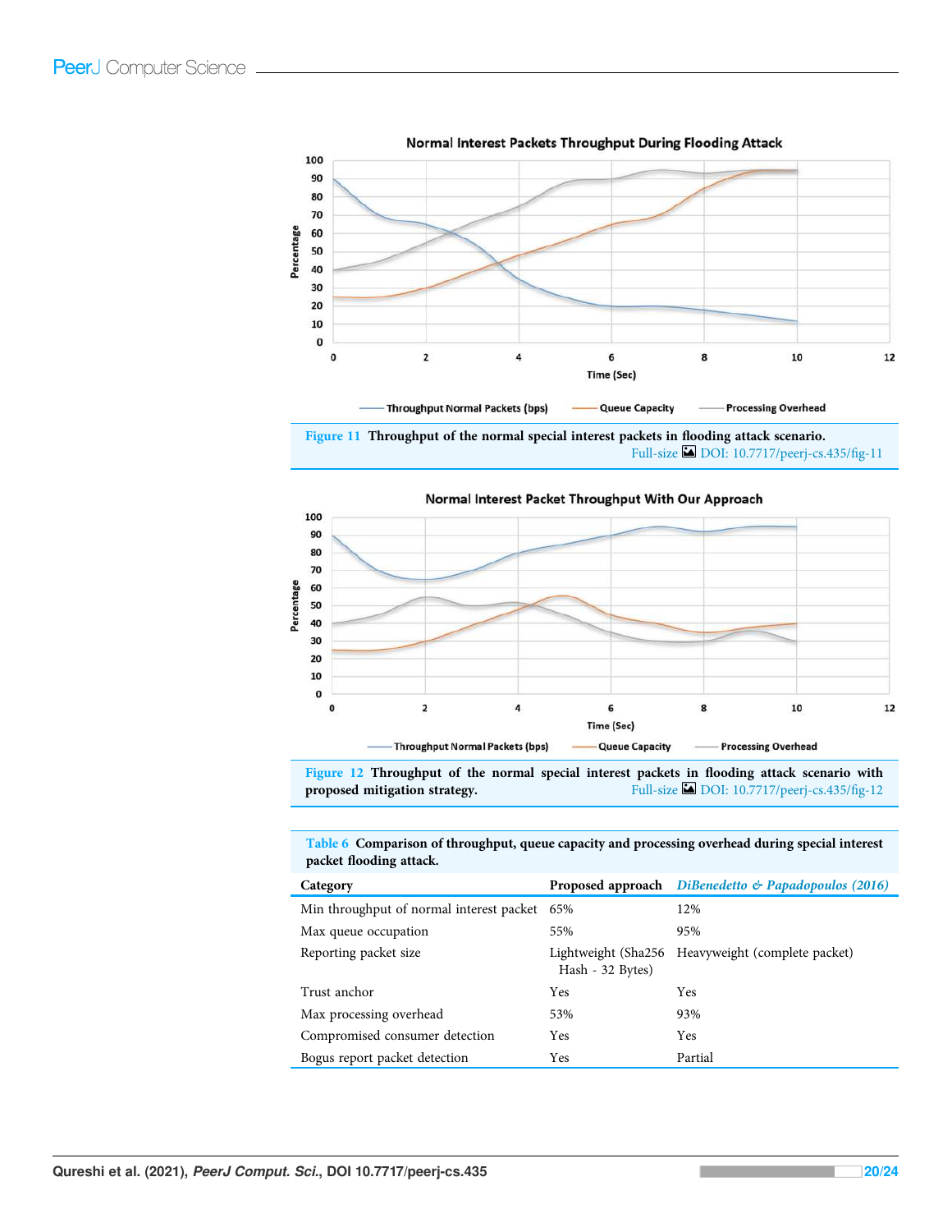Figure 11 Throughput of the normal special interest packets in flooding attack scenario. Full-size DOI: 10.7717/peerj-cs.435/fig-11

Figure 12 Throughput of the normal special interest packets in flooding attack scenario with proposed mitigation strategy. Full-size DOI: 10.7717/peerj-cs.435/fig-12

**Table 6 Comparison of throughput, queue capacity and processing overhead during special interest packet flooding attack.**

| Category | Proposed approach | *DiBenedetto & Papadopoulos (2016)* |
|---|---|---|
| Min throughput of normal interest packet | 65% | 12% |
| Max queue occupation | 55% | 95% |
| Reporting packet size | Lightweight (Sha256 Hash - 32 Bytes) | Heavyweight (complete packet) |
| Trust anchor | Yes | Yes |
| Max processing overhead | 53% | 93% |
| Compromised consumer detection | Yes | Yes |
| Bogus report packet detection | Yes | Partial |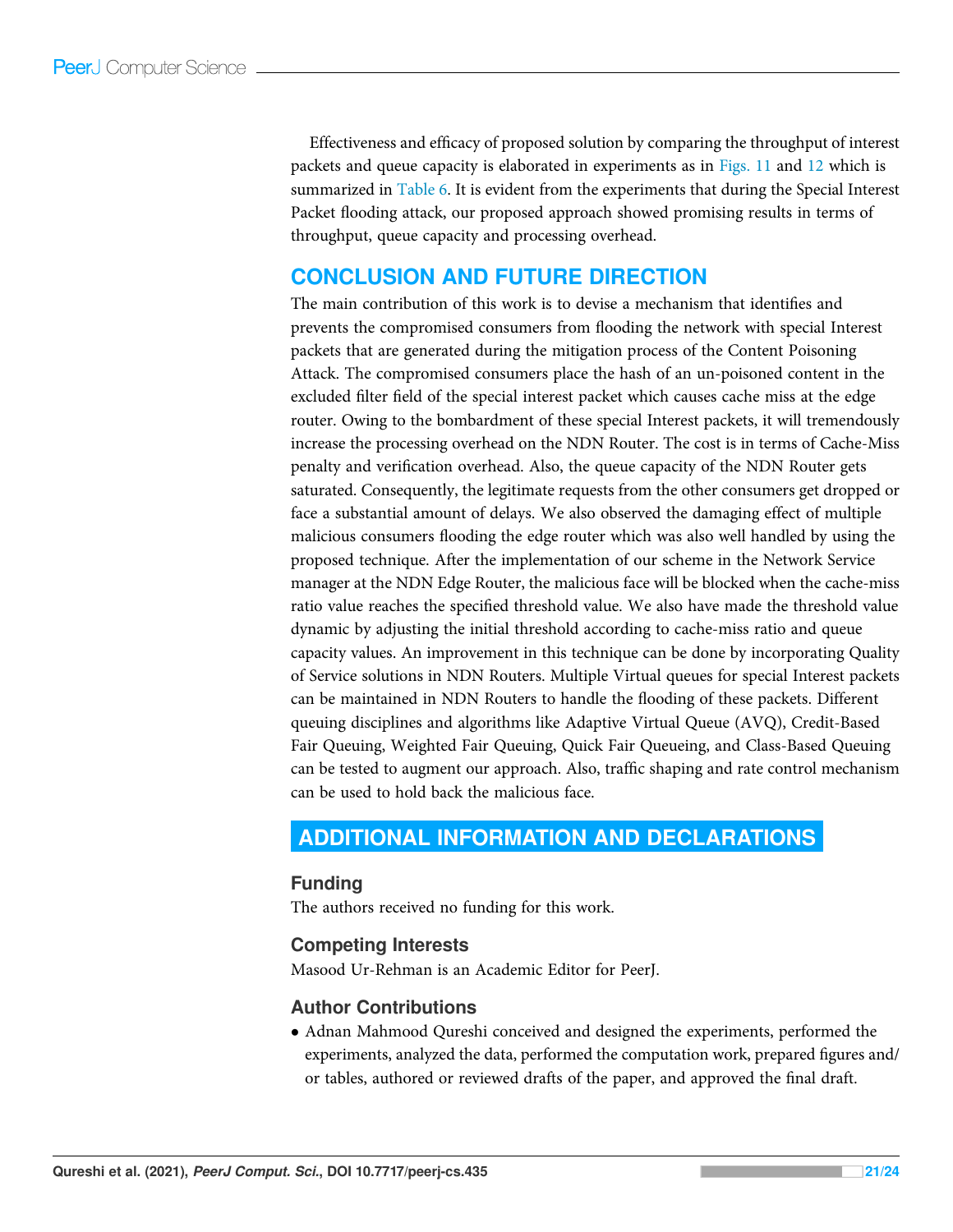Effectiveness and efficacy of proposed solution by comparing the throughput of interest packets and queue capacity is elaborated in experiments as in Figs. 11 and 12 which is summarized in Table 6. It is evident from the experiments that during the Special Interest Packet flooding attack, our proposed approach showed promising results in terms of throughput, queue capacity and processing overhead.

## CONCLUSION AND FUTURE DIRECTION

The main contribution of this work is to devise a mechanism that identifies and prevents the compromised consumers from flooding the network with special Interest packets that are generated during the mitigation process of the Content Poisoning Attack. The compromised consumers place the hash of an un-poisoned content in the excluded filter field of the special interest packet which causes cache miss at the edge router. Owing to the bombardment of these special Interest packets, it will tremendously increase the processing overhead on the NDN Router. The cost is in terms of Cache-Miss penalty and verification overhead. Also, the queue capacity of the NDN Router gets saturated. Consequently, the legitimate requests from the other consumers get dropped or face a substantial amount of delays. We also observed the damaging effect of multiple malicious consumers flooding the edge router which was also well handled by using the proposed technique. After the implementation of our scheme in the Network Service manager at the NDN Edge Router, the malicious face will be blocked when the cache-miss ratio value reaches the specified threshold value. We also have made the threshold value dynamic by adjusting the initial threshold according to cache-miss ratio and queue capacity values. An improvement in this technique can be done by incorporating Quality of Service solutions in NDN Routers. Multiple Virtual queues for special Interest packets can be maintained in NDN Routers to handle the flooding of these packets. Different queuing disciplines and algorithms like Adaptive Virtual Queue (AVQ), Credit-Based Fair Queuing, Weighted Fair Queuing, Quick Fair Queueing, and Class-Based Queuing can be tested to augment our approach. Also, traffic shaping and rate control mechanism can be used to hold back the malicious face.

## ADDITIONAL INFORMATION AND DECLARATIONS

### Funding

The authors received no funding for this work.

### Competing Interests

Masood Ur-Rehman is an Academic Editor for PeerJ.

### Author Contributions

- Adnan Mahmood Qureshi conceived and designed the experiments, performed the experiments, analyzed the data, performed the computation work, prepared figures and/or tables, authored or reviewed drafts of the paper, and approved the final draft.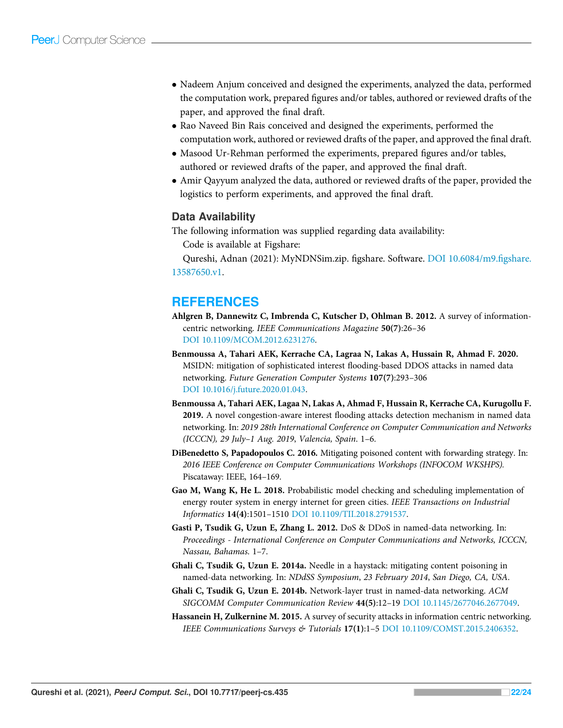- Nadeem Anjum conceived and designed the experiments, analyzed the data, performed the computation work, prepared figures and/or tables, authored or reviewed drafts of the paper, and approved the final draft.
- Rao Naveed Bin Rais conceived and designed the experiments, performed the computation work, authored or reviewed drafts of the paper, and approved the final draft.
- Masood Ur-Rehman performed the experiments, prepared figures and/or tables, authored or reviewed drafts of the paper, and approved the final draft.
- Amir Qayyum analyzed the data, authored or reviewed drafts of the paper, provided the logistics to perform experiments, and approved the final draft.

### Data Availability

The following information was supplied regarding data availability:

Code is available at Figshare:

Qureshi, Adnan (2021): MyNDNSim.zip. figshare. Software. DOI 10.6084/m9.figshare.13587650.v1.

## REFERENCES

**Ahlgren B, Dannewitz C, Imbrenda C, Kutscher D, Ohlman B. 2012.** A survey of information-centric networking. *IEEE Communications Magazine* **50(7)**:26–36 DOI 10.1109/MCOM.2012.6231276.

**Benmoussa A, Tahari AEK, Kerrache CA, Lagraa N, Lakas A, Hussain R, Ahmad F. 2020.** MSIDN: mitigation of sophisticated interest flooding-based DDOS attacks in named data networking. *Future Generation Computer Systems* **107(7)**:293–306 DOI 10.1016/j.future.2020.01.043.

**Benmoussa A, Tahari AEK, Lagaa N, Lakas A, Ahmad F, Hussain R, Kerrache CA, Kurugollu F. 2019.** A novel congestion-aware interest flooding attacks detection mechanism in named data networking. In: *2019 28th International Conference on Computer Communication and Networks (ICCCN), 29 July–1 Aug. 2019*, *Valencia, Spain*. 1–6.

**DiBenedetto S, Papadopoulos C. 2016.** Mitigating poisoned content with forwarding strategy. In: *2016 IEEE Conference on Computer Communications Workshops (INFOCOM WKSHPS)*. Piscataway: IEEE, 164–169.

**Gao M, Wang K, He L. 2018.** Probabilistic model checking and scheduling implementation of energy router system in energy internet for green cities. *IEEE Transactions on Industrial Informatics* **14(4)**:1501–1510 DOI 10.1109/TII.2018.2791537.

**Gasti P, Tsudik G, Uzun E, Zhang L. 2012.** DoS & DDoS in named-data networking. In: *Proceedings - International Conference on Computer Communications and Networks, ICCCN, Nassau, Bahamas*. 1–7.

**Ghali C, Tsudik G, Uzun E. 2014a.** Needle in a haystack: mitigating content poisoning in named-data networking. In: *NDdSS Symposium*, *23 February 2014*, *San Diego, CA, USA*.

**Ghali C, Tsudik G, Uzun E. 2014b.** Network-layer trust in named-data networking. *ACM SIGCOMM Computer Communication Review* **44(5)**:12–19 DOI 10.1145/2677046.2677049.

**Hassanein H, Zulkernine M. 2015.** A survey of security attacks in information centric networking. *IEEE Communications Surveys & Tutorials* **17(1)**:1–5 DOI 10.1109/COMST.2015.2406352.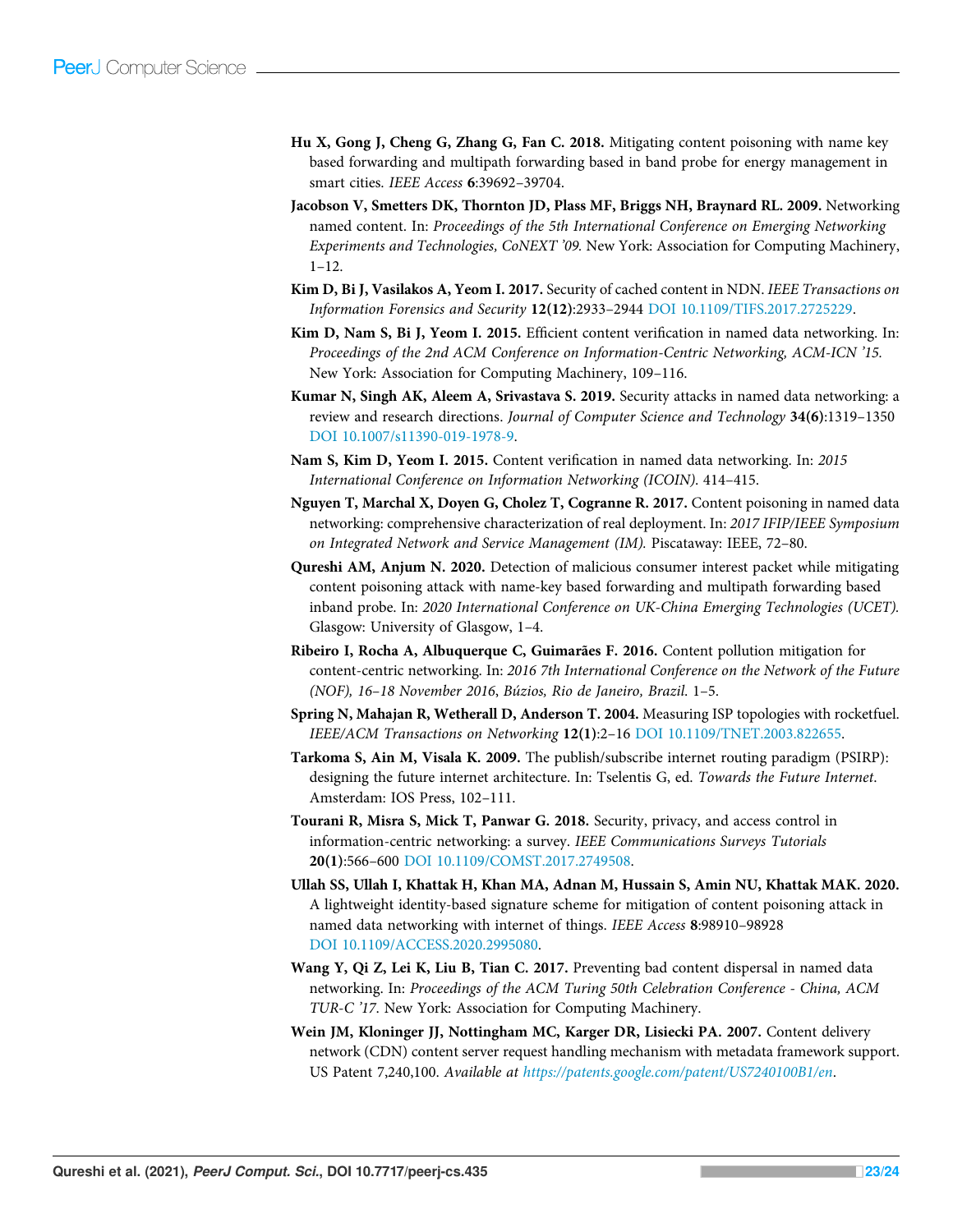**Hu X, Gong J, Cheng G, Zhang G, Fan C. 2018.** Mitigating content poisoning with name key based forwarding and multipath forwarding based in band probe for energy management in smart cities. *IEEE Access* **6**:39692–39704.

**Jacobson V, Smetters DK, Thornton JD, Plass MF, Briggs NH, Braynard RL. 2009.** Networking named content. In: *Proceedings of the 5th International Conference on Emerging Networking Experiments and Technologies, CoNEXT '09*. New York: Association for Computing Machinery, 1–12.

**Kim D, Bi J, Vasilakos A, Yeom I. 2017.** Security of cached content in NDN. *IEEE Transactions on Information Forensics and Security* **12(12)**:2933–2944 DOI 10.1109/TIFS.2017.2725229.

**Kim D, Nam S, Bi J, Yeom I. 2015.** Efficient content verification in named data networking. In: *Proceedings of the 2nd ACM Conference on Information-Centric Networking, ACM-ICN '15*. New York: Association for Computing Machinery, 109–116.

**Kumar N, Singh AK, Aleem A, Srivastava S. 2019.** Security attacks in named data networking: a review and research directions. *Journal of Computer Science and Technology* **34(6)**:1319–1350 DOI 10.1007/s11390-019-1978-9.

**Nam S, Kim D, Yeom I. 2015.** Content verification in named data networking. In: *2015 International Conference on Information Networking (ICOIN)*. 414–415.

**Nguyen T, Marchal X, Doyen G, Cholez T, Cogranne R. 2017.** Content poisoning in named data networking: comprehensive characterization of real deployment. In: *2017 IFIP/IEEE Symposium on Integrated Network and Service Management (IM)*. Piscataway: IEEE, 72–80.

**Qureshi AM, Anjum N. 2020.** Detection of malicious consumer interest packet while mitigating content poisoning attack with name-key based forwarding and multipath forwarding based inband probe. In: *2020 International Conference on UK-China Emerging Technologies (UCET)*. Glasgow: University of Glasgow, 1–4.

**Ribeiro I, Rocha A, Albuquerque C, Guimarães F. 2016.** Content pollution mitigation for content-centric networking. In: *2016 7th International Conference on the Network of the Future (NOF), 16–18 November 2016, Búzios, Rio de Janeiro, Brazil*. 1–5.

**Spring N, Mahajan R, Wetherall D, Anderson T. 2004.** Measuring ISP topologies with rocketfuel. *IEEE/ACM Transactions on Networking* **12(1)**:2–16 DOI 10.1109/TNET.2003.822655.

**Tarkoma S, Ain M, Visala K. 2009.** The publish/subscribe internet routing paradigm (PSIRP): designing the future internet architecture. In: Tselentis G, ed. *Towards the Future Internet*. Amsterdam: IOS Press, 102–111.

**Tourani R, Misra S, Mick T, Panwar G. 2018.** Security, privacy, and access control in information-centric networking: a survey. *IEEE Communications Surveys Tutorials* **20(1)**:566–600 DOI 10.1109/COMST.2017.2749508.

**Ullah SS, Ullah I, Khattak H, Khan MA, Adnan M, Hussain S, Amin NU, Khattak MAK. 2020.** A lightweight identity-based signature scheme for mitigation of content poisoning attack in named data networking with internet of things. *IEEE Access* **8**:98910–98928 DOI 10.1109/ACCESS.2020.2995080.

**Wang Y, Qi Z, Lei K, Liu B, Tian C. 2017.** Preventing bad content dispersal in named data networking. In: *Proceedings of the ACM Turing 50th Celebration Conference - China, ACM TUR-C '17*. New York: Association for Computing Machinery.

**Wein JM, Kloninger JJ, Nottingham MC, Karger DR, Lisiecki PA. 2007.** Content delivery network (CDN) content server request handling mechanism with metadata framework support. US Patent 7,240,100. *Available at https://patents.google.com/patent/US7240100B1/en*.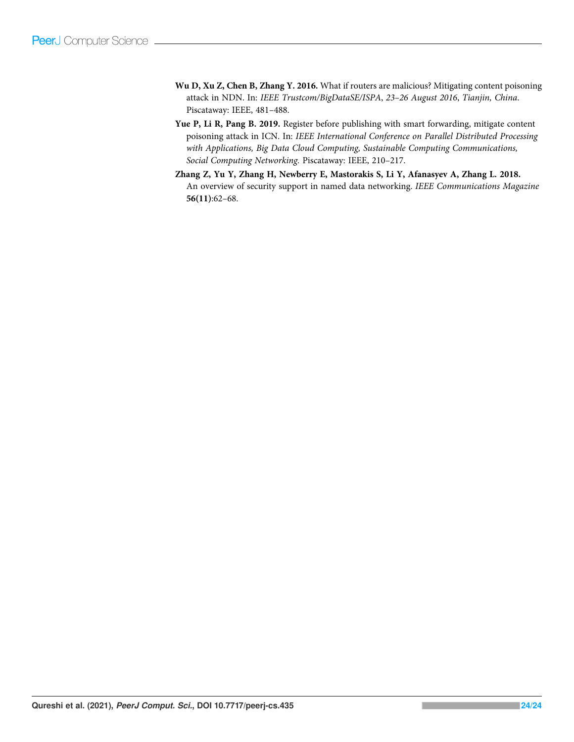**Wu D, Xu Z, Chen B, Zhang Y. 2016.** What if routers are malicious? Mitigating content poisoning attack in NDN. In: *IEEE Trustcom/BigDataSE/ISPA*, *23–26 August 2016*, *Tianjin, China*. Piscataway: IEEE, 481–488.

**Yue P, Li R, Pang B. 2019.** Register before publishing with smart forwarding, mitigate content poisoning attack in ICN. In: *IEEE International Conference on Parallel Distributed Processing with Applications, Big Data Cloud Computing, Sustainable Computing Communications, Social Computing Networking.* Piscataway: IEEE, 210–217.

**Zhang Z, Yu Y, Zhang H, Newberry E, Mastorakis S, Li Y, Afanasyev A, Zhang L. 2018.** An overview of security support in named data networking. *IEEE Communications Magazine* **56(11)**:62–68.